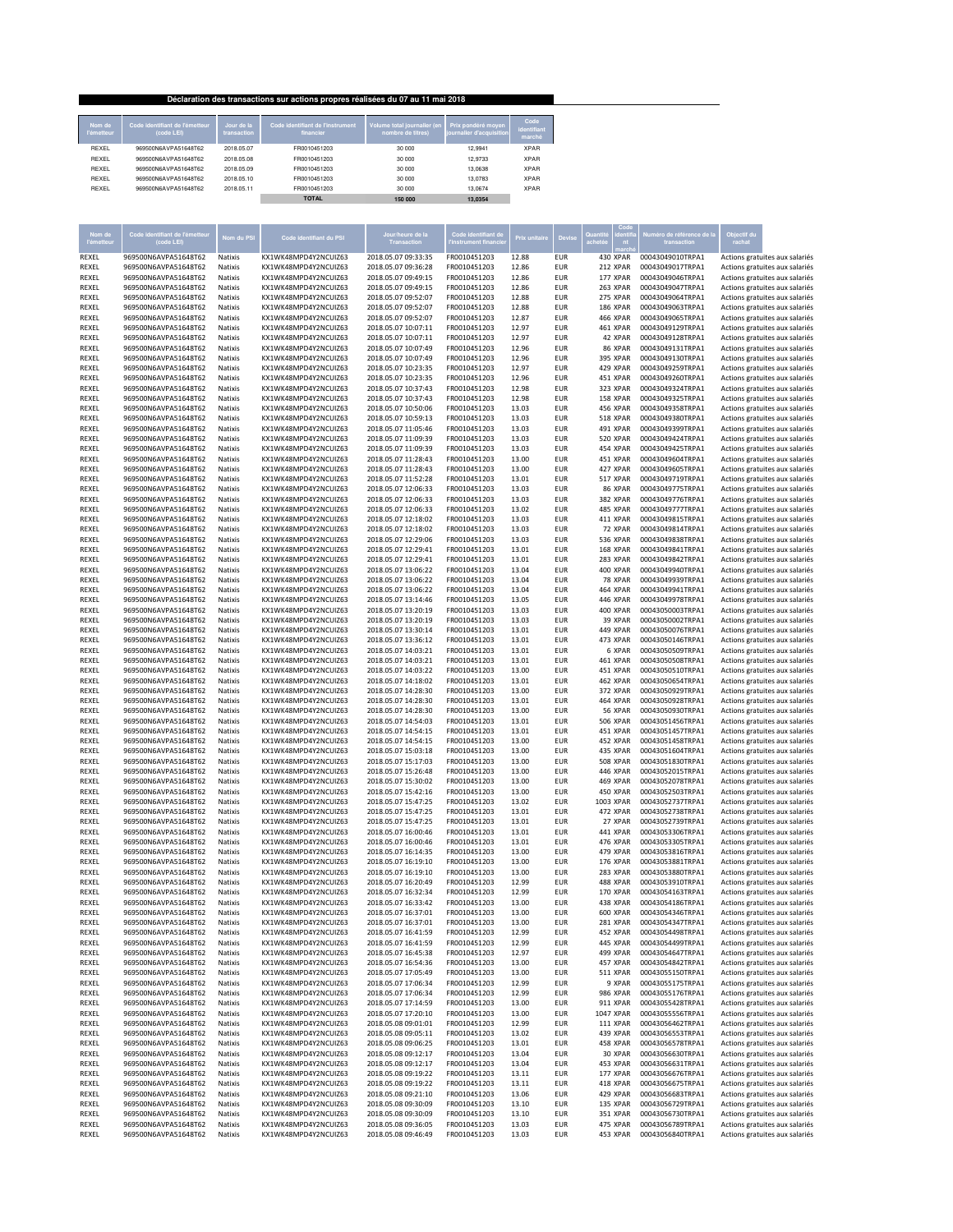## Déclaration des transactions sur actions propres réalisées du 07 au 11 mai 2018

| Nom de l'émetteur | Code identifiant de l'émetteur (code LEI) | Jour de la transaction | Code identifiant de l'instrument financier | Volume total journalier (en nombre de titres) | Prix pondéré moyen journalier d'acquisition | Code identifiant marché |
|---|---|---|---|---|---|---|
| REXEL | 969500N6AVPA51648T62 | 2018.05.07 | FR0010451203 | 30 000 | 12,9941 | XPAR |
| REXEL | 969500N6AVPA51648T62 | 2018.05.08 | FR0010451203 | 30 000 | 12,9733 | XPAR |
| REXEL | 969500N6AVPA51648T62 | 2018.05.09 | FR0010451203 | 30 000 | 13,0638 | XPAR |
| REXEL | 969500N6AVPA51648T62 | 2018.05.10 | FR0010451203 | 30 000 | 13,0783 | XPAR |
| REXEL | 969500N6AVPA51648T62 | 2018.05.11 | FR0010451203 | 30 000 | 13,0674 | XPAR |
| | | | TOTAL | 150 000 | 13,0354 | |

| Nom de l'émetteur | Code identifiant de l'émetteur (code LEI) | Nom du PSI | Code identifiant du PSI | Jour/heure de la Transaction | Code identifiant de l'instrument financier | Prix unitaire | Devise | Quantité achetée | Code identifiant marché | Numéro de référence de la transaction | Objectif du rachat |
|---|---|---|---|---|---|---|---|---|---|---|---|
| REXEL | 969500N6AVPA51648T62 | Natixis | KX1WK48MPD4Y2NCUIZ63 | 2018.05.07 09:33:35 | FR0010451203 | 12.88 | EUR | 430 | XPAR | 00043049010TRPA1 | Actions gratuites aux salariés |
| REXEL | 969500N6AVPA51648T62 | Natixis | KX1WK48MPD4Y2NCUIZ63 | 2018.05.07 09:36:28 | FR0010451203 | 12.86 | EUR | 212 | XPAR | 00043049017TRPA1 | Actions gratuites aux salariés |
| REXEL | 969500N6AVPA51648T62 | Natixis | KX1WK48MPD4Y2NCUIZ63 | 2018.05.07 09:49:15 | FR0010451203 | 12.86 | EUR | 177 | XPAR | 00043049046TRPA1 | Actions gratuites aux salariés |
| REXEL | 969500N6AVPA51648T62 | Natixis | KX1WK48MPD4Y2NCUIZ63 | 2018.05.07 09:49:15 | FR0010451203 | 12.86 | EUR | 263 | XPAR | 00043049047TRPA1 | Actions gratuites aux salariés |
| REXEL | 969500N6AVPA51648T62 | Natixis | KX1WK48MPD4Y2NCUIZ63 | 2018.05.07 09:52:07 | FR0010451203 | 12.88 | EUR | 275 | XPAR | 00043049064TRPA1 | Actions gratuites aux salariés |
| REXEL | 969500N6AVPA51648T62 | Natixis | KX1WK48MPD4Y2NCUIZ63 | 2018.05.07 09:52:07 | FR0010451203 | 12.88 | EUR | 186 | XPAR | 00043049063TRPA1 | Actions gratuites aux salariés |
| REXEL | 969500N6AVPA51648T62 | Natixis | KX1WK48MPD4Y2NCUIZ63 | 2018.05.07 09:52:07 | FR0010451203 | 12.87 | EUR | 466 | XPAR | 00043049065TRPA1 | Actions gratuites aux salariés |
| REXEL | 969500N6AVPA51648T62 | Natixis | KX1WK48MPD4Y2NCUIZ63 | 2018.05.07 10:07:11 | FR0010451203 | 12.97 | EUR | 461 | XPAR | 00043049129TRPA1 | Actions gratuites aux salariés |
| REXEL | 969500N6AVPA51648T62 | Natixis | KX1WK48MPD4Y2NCUIZ63 | 2018.05.07 10:07:11 | FR0010451203 | 12.97 | EUR | 42 | XPAR | 00043049128TRPA1 | Actions gratuites aux salariés |
| REXEL | 969500N6AVPA51648T62 | Natixis | KX1WK48MPD4Y2NCUIZ63 | 2018.05.07 10:07:49 | FR0010451203 | 12.96 | EUR | 86 | XPAR | 00043049131TRPA1 | Actions gratuites aux salariés |
| REXEL | 969500N6AVPA51648T62 | Natixis | KX1WK48MPD4Y2NCUIZ63 | 2018.05.07 10:07:49 | FR0010451203 | 12.96 | EUR | 395 | XPAR | 00043049130TRPA1 | Actions gratuites aux salariés |
| REXEL | 969500N6AVPA51648T62 | Natixis | KX1WK48MPD4Y2NCUIZ63 | 2018.05.07 10:23:35 | FR0010451203 | 12.97 | EUR | 429 | XPAR | 00043049259TRPA1 | Actions gratuites aux salariés |
| REXEL | 969500N6AVPA51648T62 | Natixis | KX1WK48MPD4Y2NCUIZ63 | 2018.05.07 10:23:35 | FR0010451203 | 12.96 | EUR | 451 | XPAR | 00043049260TRPA1 | Actions gratuites aux salariés |
| REXEL | 969500N6AVPA51648T62 | Natixis | KX1WK48MPD4Y2NCUIZ63 | 2018.05.07 10:37:43 | FR0010451203 | 12.98 | EUR | 323 | XPAR | 00043049324TRPA1 | Actions gratuites aux salariés |
| REXEL | 969500N6AVPA51648T62 | Natixis | KX1WK48MPD4Y2NCUIZ63 | 2018.05.07 10:37:43 | FR0010451203 | 12.98 | EUR | 158 | XPAR | 00043049325TRPA1 | Actions gratuites aux salariés |
| REXEL | 969500N6AVPA51648T62 | Natixis | KX1WK48MPD4Y2NCUIZ63 | 2018.05.07 10:50:06 | FR0010451203 | 13.03 | EUR | 456 | XPAR | 00043049358TRPA1 | Actions gratuites aux salariés |
| REXEL | 969500N6AVPA51648T62 | Natixis | KX1WK48MPD4Y2NCUIZ63 | 2018.05.07 10:59:13 | FR0010451203 | 13.03 | EUR | 518 | XPAR | 00043049380TRPA1 | Actions gratuites aux salariés |
| REXEL | 969500N6AVPA51648T62 | Natixis | KX1WK48MPD4Y2NCUIZ63 | 2018.05.07 11:05:46 | FR0010451203 | 13.03 | EUR | 491 | XPAR | 00043049399TRPA1 | Actions gratuites aux salariés |
| REXEL | 969500N6AVPA51648T62 | Natixis | KX1WK48MPD4Y2NCUIZ63 | 2018.05.07 11:09:39 | FR0010451203 | 13.03 | EUR | 520 | XPAR | 00043049424TRPA1 | Actions gratuites aux salariés |
| REXEL | 969500N6AVPA51648T62 | Natixis | KX1WK48MPD4Y2NCUIZ63 | 2018.05.07 11:09:39 | FR0010451203 | 13.03 | EUR | 454 | XPAR | 00043049425TRPA1 | Actions gratuites aux salariés |
| REXEL | 969500N6AVPA51648T62 | Natixis | KX1WK48MPD4Y2NCUIZ63 | 2018.05.07 11:28:43 | FR0010451203 | 13.00 | EUR | 451 | XPAR | 00043049604TRPA1 | Actions gratuites aux salariés |
| REXEL | 969500N6AVPA51648T62 | Natixis | KX1WK48MPD4Y2NCUIZ63 | 2018.05.07 11:28:43 | FR0010451203 | 13.00 | EUR | 427 | XPAR | 00043049605TRPA1 | Actions gratuites aux salariés |
| REXEL | 969500N6AVPA51648T62 | Natixis | KX1WK48MPD4Y2NCUIZ63 | 2018.05.07 11:52:28 | FR0010451203 | 13.01 | EUR | 517 | XPAR | 00043049719TRPA1 | Actions gratuites aux salariés |
| REXEL | 969500N6AVPA51648T62 | Natixis | KX1WK48MPD4Y2NCUIZ63 | 2018.05.07 12:06:33 | FR0010451203 | 13.03 | EUR | 86 | XPAR | 00043049775TRPA1 | Actions gratuites aux salariés |
| REXEL | 969500N6AVPA51648T62 | Natixis | KX1WK48MPD4Y2NCUIZ63 | 2018.05.07 12:06:33 | FR0010451203 | 13.03 | EUR | 382 | XPAR | 00043049776TRPA1 | Actions gratuites aux salariés |
| REXEL | 969500N6AVPA51648T62 | Natixis | KX1WK48MPD4Y2NCUIZ63 | 2018.05.07 12:06:33 | FR0010451203 | 13.02 | EUR | 485 | XPAR | 00043049777TRPA1 | Actions gratuites aux salariés |
| REXEL | 969500N6AVPA51648T62 | Natixis | KX1WK48MPD4Y2NCUIZ63 | 2018.05.07 12:18:02 | FR0010451203 | 13.03 | EUR | 411 | XPAR | 00043049815TRPA1 | Actions gratuites aux salariés |
| REXEL | 969500N6AVPA51648T62 | Natixis | KX1WK48MPD4Y2NCUIZ63 | 2018.05.07 12:18:02 | FR0010451203 | 13.03 | EUR | 72 | XPAR | 00043049814TRPA1 | Actions gratuites aux salariés |
| REXEL | 969500N6AVPA51648T62 | Natixis | KX1WK48MPD4Y2NCUIZ63 | 2018.05.07 12:29:06 | FR0010451203 | 13.03 | EUR | 536 | XPAR | 00043049838TRPA1 | Actions gratuites aux salariés |
| REXEL | 969500N6AVPA51648T62 | Natixis | KX1WK48MPD4Y2NCUIZ63 | 2018.05.07 12:29:41 | FR0010451203 | 13.01 | EUR | 168 | XPAR | 00043049841TRPA1 | Actions gratuites aux salariés |
| REXEL | 969500N6AVPA51648T62 | Natixis | KX1WK48MPD4Y2NCUIZ63 | 2018.05.07 12:29:41 | FR0010451203 | 13.01 | EUR | 283 | XPAR | 00043049842TRPA1 | Actions gratuites aux salariés |
| REXEL | 969500N6AVPA51648T62 | Natixis | KX1WK48MPD4Y2NCUIZ63 | 2018.05.07 13:06:22 | FR0010451203 | 13.04 | EUR | 400 | XPAR | 00043049940TRPA1 | Actions gratuites aux salariés |
| REXEL | 969500N6AVPA51648T62 | Natixis | KX1WK48MPD4Y2NCUIZ63 | 2018.05.07 13:06:22 | FR0010451203 | 13.04 | EUR | 78 | XPAR | 00043049939TRPA1 | Actions gratuites aux salariés |
| REXEL | 969500N6AVPA51648T62 | Natixis | KX1WK48MPD4Y2NCUIZ63 | 2018.05.07 13:06:22 | FR0010451203 | 13.04 | EUR | 464 | XPAR | 00043049941TRPA1 | Actions gratuites aux salariés |
| REXEL | 969500N6AVPA51648T62 | Natixis | KX1WK48MPD4Y2NCUIZ63 | 2018.05.07 13:14:46 | FR0010451203 | 13.05 | EUR | 446 | XPAR | 00043049978TRPA1 | Actions gratuites aux salariés |
| REXEL | 969500N6AVPA51648T62 | Natixis | KX1WK48MPD4Y2NCUIZ63 | 2018.05.07 13:20:19 | FR0010451203 | 13.03 | EUR | 400 | XPAR | 00043050003TRPA1 | Actions gratuites aux salariés |
| REXEL | 969500N6AVPA51648T62 | Natixis | KX1WK48MPD4Y2NCUIZ63 | 2018.05.07 13:20:19 | FR0010451203 | 13.03 | EUR | 39 | XPAR | 00043050002TRPA1 | Actions gratuites aux salariés |
| REXEL | 969500N6AVPA51648T62 | Natixis | KX1WK48MPD4Y2NCUIZ63 | 2018.05.07 13:30:14 | FR0010451203 | 13.01 | EUR | 449 | XPAR | 00043050076TRPA1 | Actions gratuites aux salariés |
| REXEL | 969500N6AVPA51648T62 | Natixis | KX1WK48MPD4Y2NCUIZ63 | 2018.05.07 13:36:12 | FR0010451203 | 13.01 | EUR | 473 | XPAR | 00043050146TRPA1 | Actions gratuites aux salariés |
| REXEL | 969500N6AVPA51648T62 | Natixis | KX1WK48MPD4Y2NCUIZ63 | 2018.05.07 14:03:21 | FR0010451203 | 13.01 | EUR | 6 | XPAR | 00043050509TRPA1 | Actions gratuites aux salariés |
| REXEL | 969500N6AVPA51648T62 | Natixis | KX1WK48MPD4Y2NCUIZ63 | 2018.05.07 14:03:21 | FR0010451203 | 13.01 | EUR | 461 | XPAR | 00043050508TRPA1 | Actions gratuites aux salariés |
| REXEL | 969500N6AVPA51648T62 | Natixis | KX1WK48MPD4Y2NCUIZ63 | 2018.05.07 14:03:22 | FR0010451203 | 13.00 | EUR | 451 | XPAR | 00043050510TRPA1 | Actions gratuites aux salariés |
| REXEL | 969500N6AVPA51648T62 | Natixis | KX1WK48MPD4Y2NCUIZ63 | 2018.05.07 14:18:02 | FR0010451203 | 13.01 | EUR | 462 | XPAR | 00043050654TRPA1 | Actions gratuites aux salariés |
| REXEL | 969500N6AVPA51648T62 | Natixis | KX1WK48MPD4Y2NCUIZ63 | 2018.05.07 14:28:30 | FR0010451203 | 13.00 | EUR | 372 | XPAR | 00043050929TRPA1 | Actions gratuites aux salariés |
| REXEL | 969500N6AVPA51648T62 | Natixis | KX1WK48MPD4Y2NCUIZ63 | 2018.05.07 14:28:30 | FR0010451203 | 13.01 | EUR | 464 | XPAR | 00043050928TRPA1 | Actions gratuites aux salariés |
| REXEL | 969500N6AVPA51648T62 | Natixis | KX1WK48MPD4Y2NCUIZ63 | 2018.05.07 14:28:30 | FR0010451203 | 13.00 | EUR | 56 | XPAR | 00043050930TRPA1 | Actions gratuites aux salariés |
| REXEL | 969500N6AVPA51648T62 | Natixis | KX1WK48MPD4Y2NCUIZ63 | 2018.05.07 14:54:03 | FR0010451203 | 13.01 | EUR | 506 | XPAR | 00043051456TRPA1 | Actions gratuites aux salariés |
| REXEL | 969500N6AVPA51648T62 | Natixis | KX1WK48MPD4Y2NCUIZ63 | 2018.05.07 14:54:15 | FR0010451203 | 13.01 | EUR | 451 | XPAR | 00043051457TRPA1 | Actions gratuites aux salariés |
| REXEL | 969500N6AVPA51648T62 | Natixis | KX1WK48MPD4Y2NCUIZ63 | 2018.05.07 14:54:15 | FR0010451203 | 13.00 | EUR | 452 | XPAR | 00043051458TRPA1 | Actions gratuites aux salariés |
| REXEL | 969500N6AVPA51648T62 | Natixis | KX1WK48MPD4Y2NCUIZ63 | 2018.05.07 15:03:18 | FR0010451203 | 13.00 | EUR | 435 | XPAR | 00043051604TRPA1 | Actions gratuites aux salariés |
| REXEL | 969500N6AVPA51648T62 | Natixis | KX1WK48MPD4Y2NCUIZ63 | 2018.05.07 15:17:03 | FR0010451203 | 13.00 | EUR | 508 | XPAR | 00043051830TRPA1 | Actions gratuites aux salariés |
| REXEL | 969500N6AVPA51648T62 | Natixis | KX1WK48MPD4Y2NCUIZ63 | 2018.05.07 15:26:48 | FR0010451203 | 13.00 | EUR | 446 | XPAR | 00043052015TRPA1 | Actions gratuites aux salariés |
| REXEL | 969500N6AVPA51648T62 | Natixis | KX1WK48MPD4Y2NCUIZ63 | 2018.05.07 15:30:02 | FR0010451203 | 13.00 | EUR | 469 | XPAR | 00043052078TRPA1 | Actions gratuites aux salariés |
| REXEL | 969500N6AVPA51648T62 | Natixis | KX1WK48MPD4Y2NCUIZ63 | 2018.05.07 15:42:16 | FR0010451203 | 13.00 | EUR | 450 | XPAR | 00043052503TRPA1 | Actions gratuites aux salariés |
| REXEL | 969500N6AVPA51648T62 | Natixis | KX1WK48MPD4Y2NCUIZ63 | 2018.05.07 15:47:25 | FR0010451203 | 13.02 | EUR | 1003 | XPAR | 00043052737TRPA1 | Actions gratuites aux salariés |
| REXEL | 969500N6AVPA51648T62 | Natixis | KX1WK48MPD4Y2NCUIZ63 | 2018.05.07 15:47:25 | FR0010451203 | 13.01 | EUR | 472 | XPAR | 00043052738TRPA1 | Actions gratuites aux salariés |
| REXEL | 969500N6AVPA51648T62 | Natixis | KX1WK48MPD4Y2NCUIZ63 | 2018.05.07 15:47:25 | FR0010451203 | 13.01 | EUR | 27 | XPAR | 00043052739TRPA1 | Actions gratuites aux salariés |
| REXEL | 969500N6AVPA51648T62 | Natixis | KX1WK48MPD4Y2NCUIZ63 | 2018.05.07 16:00:46 | FR0010451203 | 13.01 | EUR | 441 | XPAR | 00043053306TRPA1 | Actions gratuites aux salariés |
| REXEL | 969500N6AVPA51648T62 | Natixis | KX1WK48MPD4Y2NCUIZ63 | 2018.05.07 16:00:46 | FR0010451203 | 13.01 | EUR | 476 | XPAR | 00043053305TRPA1 | Actions gratuites aux salariés |
| REXEL | 969500N6AVPA51648T62 | Natixis | KX1WK48MPD4Y2NCUIZ63 | 2018.05.07 16:14:35 | FR0010451203 | 13.00 | EUR | 479 | XPAR | 00043053816TRPA1 | Actions gratuites aux salariés |
| REXEL | 969500N6AVPA51648T62 | Natixis | KX1WK48MPD4Y2NCUIZ63 | 2018.05.07 16:19:10 | FR0010451203 | 13.00 | EUR | 176 | XPAR | 00043053881TRPA1 | Actions gratuites aux salariés |
| REXEL | 969500N6AVPA51648T62 | Natixis | KX1WK48MPD4Y2NCUIZ63 | 2018.05.07 16:19:10 | FR0010451203 | 13.00 | EUR | 283 | XPAR | 00043053880TRPA1 | Actions gratuites aux salariés |
| REXEL | 969500N6AVPA51648T62 | Natixis | KX1WK48MPD4Y2NCUIZ63 | 2018.05.07 16:20:49 | FR0010451203 | 12.99 | EUR | 488 | XPAR | 00043053910TRPA1 | Actions gratuites aux salariés |
| REXEL | 969500N6AVPA51648T62 | Natixis | KX1WK48MPD4Y2NCUIZ63 | 2018.05.07 16:32:34 | FR0010451203 | 12.99 | EUR | 170 | XPAR | 00043054163TRPA1 | Actions gratuites aux salariés |
| REXEL | 969500N6AVPA51648T62 | Natixis | KX1WK48MPD4Y2NCUIZ63 | 2018.05.07 16:33:42 | FR0010451203 | 13.00 | EUR | 438 | XPAR | 00043054186TRPA1 | Actions gratuites aux salariés |
| REXEL | 969500N6AVPA51648T62 | Natixis | KX1WK48MPD4Y2NCUIZ63 | 2018.05.07 16:37:01 | FR0010451203 | 13.00 | EUR | 600 | XPAR | 00043054346TRPA1 | Actions gratuites aux salariés |
| REXEL | 969500N6AVPA51648T62 | Natixis | KX1WK48MPD4Y2NCUIZ63 | 2018.05.07 16:37:01 | FR0010451203 | 13.00 | EUR | 281 | XPAR | 00043054347TRPA1 | Actions gratuites aux salariés |
| REXEL | 969500N6AVPA51648T62 | Natixis | KX1WK48MPD4Y2NCUIZ63 | 2018.05.07 16:41:59 | FR0010451203 | 12.99 | EUR | 452 | XPAR | 00043054498TRPA1 | Actions gratuites aux salariés |
| REXEL | 969500N6AVPA51648T62 | Natixis | KX1WK48MPD4Y2NCUIZ63 | 2018.05.07 16:41:59 | FR0010451203 | 12.99 | EUR | 445 | XPAR | 00043054499TRPA1 | Actions gratuites aux salariés |
| REXEL | 969500N6AVPA51648T62 | Natixis | KX1WK48MPD4Y2NCUIZ63 | 2018.05.07 16:45:38 | FR0010451203 | 12.97 | EUR | 499 | XPAR | 00043054647TRPA1 | Actions gratuites aux salariés |
| REXEL | 969500N6AVPA51648T62 | Natixis | KX1WK48MPD4Y2NCUIZ63 | 2018.05.07 16:54:36 | FR0010451203 | 13.00 | EUR | 457 | XPAR | 00043054842TRPA1 | Actions gratuites aux salariés |
| REXEL | 969500N6AVPA51648T62 | Natixis | KX1WK48MPD4Y2NCUIZ63 | 2018.05.07 17:05:49 | FR0010451203 | 13.00 | EUR | 511 | XPAR | 00043055150TRPA1 | Actions gratuites aux salariés |
| REXEL | 969500N6AVPA51648T62 | Natixis | KX1WK48MPD4Y2NCUIZ63 | 2018.05.07 17:06:34 | FR0010451203 | 12.99 | EUR | 9 | XPAR | 00043055175TRPA1 | Actions gratuites aux salariés |
| REXEL | 969500N6AVPA51648T62 | Natixis | KX1WK48MPD4Y2NCUIZ63 | 2018.05.07 17:06:34 | FR0010451203 | 12.99 | EUR | 986 | XPAR | 00043055176TRPA1 | Actions gratuites aux salariés |
| REXEL | 969500N6AVPA51648T62 | Natixis | KX1WK48MPD4Y2NCUIZ63 | 2018.05.07 17:14:59 | FR0010451203 | 13.00 | EUR | 911 | XPAR | 00043055428TRPA1 | Actions gratuites aux salariés |
| REXEL | 969500N6AVPA51648T62 | Natixis | KX1WK48MPD4Y2NCUIZ63 | 2018.05.07 17:20:10 | FR0010451203 | 13.00 | EUR | 1047 | XPAR | 00043055556TRPA1 | Actions gratuites aux salariés |
| REXEL | 969500N6AVPA51648T62 | Natixis | KX1WK48MPD4Y2NCUIZ63 | 2018.05.08 09:01:01 | FR0010451203 | 12.99 | EUR | 111 | XPAR | 00043056462TRPA1 | Actions gratuites aux salariés |
| REXEL | 969500N6AVPA51648T62 | Natixis | KX1WK48MPD4Y2NCUIZ63 | 2018.05.08 09:05:11 | FR0010451203 | 13.02 | EUR | 439 | XPAR | 00043056553TRPA1 | Actions gratuites aux salariés |
| REXEL | 969500N6AVPA51648T62 | Natixis | KX1WK48MPD4Y2NCUIZ63 | 2018.05.08 09:06:25 | FR0010451203 | 13.01 | EUR | 458 | XPAR | 00043056578TRPA1 | Actions gratuites aux salariés |
| REXEL | 969500N6AVPA51648T62 | Natixis | KX1WK48MPD4Y2NCUIZ63 | 2018.05.08 09:12:17 | FR0010451203 | 13.04 | EUR | 30 | XPAR | 00043056630TRPA1 | Actions gratuites aux salariés |
| REXEL | 969500N6AVPA51648T62 | Natixis | KX1WK48MPD4Y2NCUIZ63 | 2018.05.08 09:12:17 | FR0010451203 | 13.04 | EUR | 453 | XPAR | 00043056631TRPA1 | Actions gratuites aux salariés |
| REXEL | 969500N6AVPA51648T62 | Natixis | KX1WK48MPD4Y2NCUIZ63 | 2018.05.08 09:19:22 | FR0010451203 | 13.11 | EUR | 177 | XPAR | 00043056676TRPA1 | Actions gratuites aux salariés |
| REXEL | 969500N6AVPA51648T62 | Natixis | KX1WK48MPD4Y2NCUIZ63 | 2018.05.08 09:19:22 | FR0010451203 | 13.11 | EUR | 418 | XPAR | 00043056675TRPA1 | Actions gratuites aux salariés |
| REXEL | 969500N6AVPA51648T62 | Natixis | KX1WK48MPD4Y2NCUIZ63 | 2018.05.08 09:21:10 | FR0010451203 | 13.06 | EUR | 429 | XPAR | 00043056683TRPA1 | Actions gratuites aux salariés |
| REXEL | 969500N6AVPA51648T62 | Natixis | KX1WK48MPD4Y2NCUIZ63 | 2018.05.08 09:30:09 | FR0010451203 | 13.10 | EUR | 135 | XPAR | 00043056729TRPA1 | Actions gratuites aux salariés |
| REXEL | 969500N6AVPA51648T62 | Natixis | KX1WK48MPD4Y2NCUIZ63 | 2018.05.08 09:30:09 | FR0010451203 | 13.10 | EUR | 351 | XPAR | 00043056730TRPA1 | Actions gratuites aux salariés |
| REXEL | 969500N6AVPA51648T62 | Natixis | KX1WK48MPD4Y2NCUIZ63 | 2018.05.08 09:36:05 | FR0010451203 | 13.03 | EUR | 475 | XPAR | 00043056789TRPA1 | Actions gratuites aux salariés |
| REXEL | 969500N6AVPA51648T62 | Natixis | KX1WK48MPD4Y2NCUIZ63 | 2018.05.08 09:46:49 | FR0010451203 | 13.03 | EUR | 453 | XPAR | 00043056840TRPA1 | Actions gratuites aux salariés |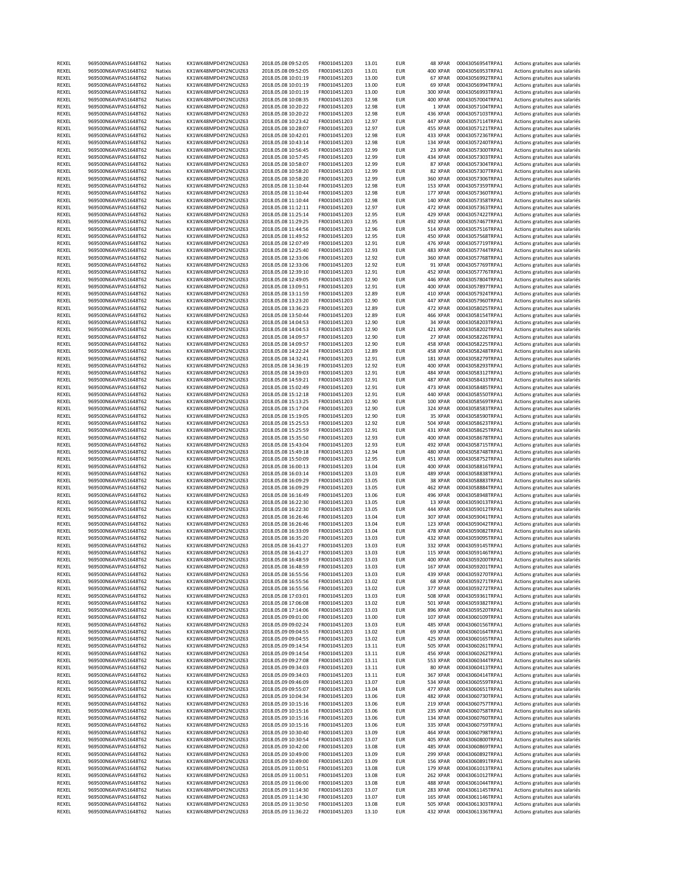| | | | | | | | | | | | |
|---|---|---|---|---|---|---|---|---|---|---|---|
| REXEL | 969500N6AVPA51648T62 | Natixis | KX1WK48MPD4Y2NCUIZ63 | 2018.05.08 09:52:05 | FR0010451203 | 13.01 | EUR | 48 | XPAR | 00043056954TRPA1 | Actions gratuites aux salariés |
| REXEL | 969500N6AVPA51648T62 | Natixis | KX1WK48MPD4Y2NCUIZ63 | 2018.05.08 09:52:05 | FR0010451203 | 13.01 | EUR | 400 | XPAR | 00043056953TRPA1 | Actions gratuites aux salariés |
| REXEL | 969500N6AVPA51648T62 | Natixis | KX1WK48MPD4Y2NCUIZ63 | 2018.05.08 10:01:19 | FR0010451203 | 13.00 | EUR | 67 | XPAR | 00043056992TRPA1 | Actions gratuites aux salariés |
| REXEL | 969500N6AVPA51648T62 | Natixis | KX1WK48MPD4Y2NCUIZ63 | 2018.05.08 10:01:19 | FR0010451203 | 13.00 | EUR | 69 | XPAR | 00043056994TRPA1 | Actions gratuites aux salariés |
| REXEL | 969500N6AVPA51648T62 | Natixis | KX1WK48MPD4Y2NCUIZ63 | 2018.05.08 10:01:19 | FR0010451203 | 13.00 | EUR | 300 | XPAR | 00043056993TRPA1 | Actions gratuites aux salariés |
| REXEL | 969500N6AVPA51648T62 | Natixis | KX1WK48MPD4Y2NCUIZ63 | 2018.05.08 10:08:35 | FR0010451203 | 12.98 | EUR | 400 | XPAR | 00043057004TRPA1 | Actions gratuites aux salariés |
| REXEL | 969500N6AVPA51648T62 | Natixis | KX1WK48MPD4Y2NCUIZ63 | 2018.05.08 10:20:22 | FR0010451203 | 12.98 | EUR | 1 | XPAR | 00043057104TRPA1 | Actions gratuites aux salariés |
| REXEL | 969500N6AVPA51648T62 | Natixis | KX1WK48MPD4Y2NCUIZ63 | 2018.05.08 10:20:22 | FR0010451203 | 12.98 | EUR | 436 | XPAR | 00043057103TRPA1 | Actions gratuites aux salariés |
| REXEL | 969500N6AVPA51648T62 | Natixis | KX1WK48MPD4Y2NCUIZ63 | 2018.05.08 10:23:42 | FR0010451203 | 12.97 | EUR | 447 | XPAR | 00043057114TRPA1 | Actions gratuites aux salariés |
| REXEL | 969500N6AVPA51648T62 | Natixis | KX1WK48MPD4Y2NCUIZ63 | 2018.05.08 10:28:07 | FR0010451203 | 12.97 | EUR | 455 | XPAR | 00043057121TRPA1 | Actions gratuites aux salariés |
| REXEL | 969500N6AVPA51648T62 | Natixis | KX1WK48MPD4Y2NCUIZ63 | 2018.05.08 10:42:01 | FR0010451203 | 12.98 | EUR | 433 | XPAR | 00043057236TRPA1 | Actions gratuites aux salariés |
| REXEL | 969500N6AVPA51648T62 | Natixis | KX1WK48MPD4Y2NCUIZ63 | 2018.05.08 10:43:14 | FR0010451203 | 12.98 | EUR | 134 | XPAR | 00043057240TRPA1 | Actions gratuites aux salariés |
| REXEL | 969500N6AVPA51648T62 | Natixis | KX1WK48MPD4Y2NCUIZ63 | 2018.05.08 10:56:45 | FR0010451203 | 12.99 | EUR | 23 | XPAR | 00043057300TRPA1 | Actions gratuites aux salariés |
| REXEL | 969500N6AVPA51648T62 | Natixis | KX1WK48MPD4Y2NCUIZ63 | 2018.05.08 10:57:45 | FR0010451203 | 12.99 | EUR | 434 | XPAR | 00043057303TRPA1 | Actions gratuites aux salariés |
| REXEL | 969500N6AVPA51648T62 | Natixis | KX1WK48MPD4Y2NCUIZ63 | 2018.05.08 10:58:07 | FR0010451203 | 12.99 | EUR | 87 | XPAR | 00043057304TRPA1 | Actions gratuites aux salariés |
| REXEL | 969500N6AVPA51648T62 | Natixis | KX1WK48MPD4Y2NCUIZ63 | 2018.05.08 10:58:20 | FR0010451203 | 12.99 | EUR | 82 | XPAR | 00043057307TRPA1 | Actions gratuites aux salariés |
| REXEL | 969500N6AVPA51648T62 | Natixis | KX1WK48MPD4Y2NCUIZ63 | 2018.05.08 10:58:20 | FR0010451203 | 12.99 | EUR | 360 | XPAR | 00043057306TRPA1 | Actions gratuites aux salariés |
| REXEL | 969500N6AVPA51648T62 | Natixis | KX1WK48MPD4Y2NCUIZ63 | 2018.05.08 11:10:44 | FR0010451203 | 12.98 | EUR | 153 | XPAR | 00043057359TRPA1 | Actions gratuites aux salariés |
| REXEL | 969500N6AVPA51648T62 | Natixis | KX1WK48MPD4Y2NCUIZ63 | 2018.05.08 11:10:44 | FR0010451203 | 12.98 | EUR | 177 | XPAR | 00043057360TRPA1 | Actions gratuites aux salariés |
| REXEL | 969500N6AVPA51648T62 | Natixis | KX1WK48MPD4Y2NCUIZ63 | 2018.05.08 11:10:44 | FR0010451203 | 12.98 | EUR | 140 | XPAR | 00043057358TRPA1 | Actions gratuites aux salariés |
| REXEL | 969500N6AVPA51648T62 | Natixis | KX1WK48MPD4Y2NCUIZ63 | 2018.05.08 11:12:11 | FR0010451203 | 12.97 | EUR | 472 | XPAR | 00043057363TRPA1 | Actions gratuites aux salariés |
| REXEL | 969500N6AVPA51648T62 | Natixis | KX1WK48MPD4Y2NCUIZ63 | 2018.05.08 11:25:14 | FR0010451203 | 12.95 | EUR | 429 | XPAR | 00043057422TRPA1 | Actions gratuites aux salariés |
| REXEL | 969500N6AVPA51648T62 | Natixis | KX1WK48MPD4Y2NCUIZ63 | 2018.05.08 11:29:25 | FR0010451203 | 12.95 | EUR | 492 | XPAR | 00043057467TRPA1 | Actions gratuites aux salariés |
| REXEL | 969500N6AVPA51648T62 | Natixis | KX1WK48MPD4Y2NCUIZ63 | 2018.05.08 11:44:56 | FR0010451203 | 12.96 | EUR | 514 | XPAR | 00043057516TRPA1 | Actions gratuites aux salariés |
| REXEL | 969500N6AVPA51648T62 | Natixis | KX1WK48MPD4Y2NCUIZ63 | 2018.05.08 11:49:52 | FR0010451203 | 12.95 | EUR | 450 | XPAR | 00043057568TRPA1 | Actions gratuites aux salariés |
| REXEL | 969500N6AVPA51648T62 | Natixis | KX1WK48MPD4Y2NCUIZ63 | 2018.05.08 12:07:49 | FR0010451203 | 12.91 | EUR | 476 | XPAR | 00043057719TRPA1 | Actions gratuites aux salariés |
| REXEL | 969500N6AVPA51648T62 | Natixis | KX1WK48MPD4Y2NCUIZ63 | 2018.05.08 12:25:40 | FR0010451203 | 12.93 | EUR | 483 | XPAR | 00043057744TRPA1 | Actions gratuites aux salariés |
| REXEL | 969500N6AVPA51648T62 | Natixis | KX1WK48MPD4Y2NCUIZ63 | 2018.05.08 12:33:06 | FR0010451203 | 12.92 | EUR | 360 | XPAR | 00043057768TRPA1 | Actions gratuites aux salariés |
| REXEL | 969500N6AVPA51648T62 | Natixis | KX1WK48MPD4Y2NCUIZ63 | 2018.05.08 12:33:06 | FR0010451203 | 12.92 | EUR | 91 | XPAR | 00043057769TRPA1 | Actions gratuites aux salariés |
| REXEL | 969500N6AVPA51648T62 | Natixis | KX1WK48MPD4Y2NCUIZ63 | 2018.05.08 12:39:10 | FR0010451203 | 12.91 | EUR | 452 | XPAR | 00043057776TRPA1 | Actions gratuites aux salariés |
| REXEL | 969500N6AVPA51648T62 | Natixis | KX1WK48MPD4Y2NCUIZ63 | 2018.05.08 12:49:05 | FR0010451203 | 12.90 | EUR | 446 | XPAR | 00043057804TRPA1 | Actions gratuites aux salariés |
| REXEL | 969500N6AVPA51648T62 | Natixis | KX1WK48MPD4Y2NCUIZ63 | 2018.05.08 13:09:51 | FR0010451203 | 12.91 | EUR | 400 | XPAR | 00043057897TRPA1 | Actions gratuites aux salariés |
| REXEL | 969500N6AVPA51648T62 | Natixis | KX1WK48MPD4Y2NCUIZ63 | 2018.05.08 13:11:59 | FR0010451203 | 12.89 | EUR | 410 | XPAR | 00043057924TRPA1 | Actions gratuites aux salariés |
| REXEL | 969500N6AVPA51648T62 | Natixis | KX1WK48MPD4Y2NCUIZ63 | 2018.05.08 13:23:20 | FR0010451203 | 12.90 | EUR | 447 | XPAR | 00043057960TRPA1 | Actions gratuites aux salariés |
| REXEL | 969500N6AVPA51648T62 | Natixis | KX1WK48MPD4Y2NCUIZ63 | 2018.05.08 13:36:23 | FR0010451203 | 12.89 | EUR | 472 | XPAR | 00043058025TRPA1 | Actions gratuites aux salariés |
| REXEL | 969500N6AVPA51648T62 | Natixis | KX1WK48MPD4Y2NCUIZ63 | 2018.05.08 13:50:44 | FR0010451203 | 12.89 | EUR | 466 | XPAR | 00043058154TRPA1 | Actions gratuites aux salariés |
| REXEL | 969500N6AVPA51648T62 | Natixis | KX1WK48MPD4Y2NCUIZ63 | 2018.05.08 14:04:53 | FR0010451203 | 12.90 | EUR | 34 | XPAR | 00043058203TRPA1 | Actions gratuites aux salariés |
| REXEL | 969500N6AVPA51648T62 | Natixis | KX1WK48MPD4Y2NCUIZ63 | 2018.05.08 14:04:53 | FR0010451203 | 12.90 | EUR | 421 | XPAR | 00043058202TRPA1 | Actions gratuites aux salariés |
| REXEL | 969500N6AVPA51648T62 | Natixis | KX1WK48MPD4Y2NCUIZ63 | 2018.05.08 14:09:57 | FR0010451203 | 12.90 | EUR | 27 | XPAR | 00043058226TRPA1 | Actions gratuites aux salariés |
| REXEL | 969500N6AVPA51648T62 | Natixis | KX1WK48MPD4Y2NCUIZ63 | 2018.05.08 14:09:57 | FR0010451203 | 12.90 | EUR | 458 | XPAR | 00043058225TRPA1 | Actions gratuites aux salariés |
| REXEL | 969500N6AVPA51648T62 | Natixis | KX1WK48MPD4Y2NCUIZ63 | 2018.05.08 14:22:24 | FR0010451203 | 12.89 | EUR | 458 | XPAR | 00043058248TRPA1 | Actions gratuites aux salariés |
| REXEL | 969500N6AVPA51648T62 | Natixis | KX1WK48MPD4Y2NCUIZ63 | 2018.05.08 14:32:41 | FR0010451203 | 12.91 | EUR | 181 | XPAR | 00043058279TRPA1 | Actions gratuites aux salariés |
| REXEL | 969500N6AVPA51648T62 | Natixis | KX1WK48MPD4Y2NCUIZ63 | 2018.05.08 14:36:19 | FR0010451203 | 12.92 | EUR | 400 | XPAR | 00043058293TRPA1 | Actions gratuites aux salariés |
| REXEL | 969500N6AVPA51648T62 | Natixis | KX1WK48MPD4Y2NCUIZ63 | 2018.05.08 14:39:03 | FR0010451203 | 12.91 | EUR | 484 | XPAR | 00043058312TRPA1 | Actions gratuites aux salariés |
| REXEL | 969500N6AVPA51648T62 | Natixis | KX1WK48MPD4Y2NCUIZ63 | 2018.05.08 14:59:21 | FR0010451203 | 12.91 | EUR | 487 | XPAR | 00043058433TRPA1 | Actions gratuites aux salariés |
| REXEL | 969500N6AVPA51648T62 | Natixis | KX1WK48MPD4Y2NCUIZ63 | 2018.05.08 15:02:49 | FR0010451203 | 12.91 | EUR | 473 | XPAR | 00043058485TRPA1 | Actions gratuites aux salariés |
| REXEL | 969500N6AVPA51648T62 | Natixis | KX1WK48MPD4Y2NCUIZ63 | 2018.05.08 15:12:18 | FR0010451203 | 12.91 | EUR | 440 | XPAR | 00043058550TRPA1 | Actions gratuites aux salariés |
| REXEL | 969500N6AVPA51648T62 | Natixis | KX1WK48MPD4Y2NCUIZ63 | 2018.05.08 15:13:25 | FR0010451203 | 12.90 | EUR | 100 | XPAR | 00043058569TRPA1 | Actions gratuites aux salariés |
| REXEL | 969500N6AVPA51648T62 | Natixis | KX1WK48MPD4Y2NCUIZ63 | 2018.05.08 15:17:04 | FR0010451203 | 12.90 | EUR | 324 | XPAR | 00043058583TRPA1 | Actions gratuites aux salariés |
| REXEL | 969500N6AVPA51648T62 | Natixis | KX1WK48MPD4Y2NCUIZ63 | 2018.05.08 15:19:05 | FR0010451203 | 12.90 | EUR | 35 | XPAR | 00043058590TRPA1 | Actions gratuites aux salariés |
| REXEL | 969500N6AVPA51648T62 | Natixis | KX1WK48MPD4Y2NCUIZ63 | 2018.05.08 15:25:53 | FR0010451203 | 12.92 | EUR | 504 | XPAR | 00043058623TRPA1 | Actions gratuites aux salariés |
| REXEL | 969500N6AVPA51648T62 | Natixis | KX1WK48MPD4Y2NCUIZ63 | 2018.05.08 15:25:59 | FR0010451203 | 12.91 | EUR | 431 | XPAR | 00043058625TRPA1 | Actions gratuites aux salariés |
| REXEL | 969500N6AVPA51648T62 | Natixis | KX1WK48MPD4Y2NCUIZ63 | 2018.05.08 15:35:50 | FR0010451203 | 12.93 | EUR | 400 | XPAR | 00043058678TRPA1 | Actions gratuites aux salariés |
| REXEL | 969500N6AVPA51648T62 | Natixis | KX1WK48MPD4Y2NCUIZ63 | 2018.05.08 15:43:04 | FR0010451203 | 12.93 | EUR | 492 | XPAR | 00043058715TRPA1 | Actions gratuites aux salariés |
| REXEL | 969500N6AVPA51648T62 | Natixis | KX1WK48MPD4Y2NCUIZ63 | 2018.05.08 15:49:18 | FR0010451203 | 12.94 | EUR | 480 | XPAR | 00043058748TRPA1 | Actions gratuites aux salariés |
| REXEL | 969500N6AVPA51648T62 | Natixis | KX1WK48MPD4Y2NCUIZ63 | 2018.05.08 15:50:09 | FR0010451203 | 12.95 | EUR | 451 | XPAR | 00043058752TRPA1 | Actions gratuites aux salariés |
| REXEL | 969500N6AVPA51648T62 | Natixis | KX1WK48MPD4Y2NCUIZ63 | 2018.05.08 16:00:13 | FR0010451203 | 13.04 | EUR | 400 | XPAR | 00043058816TRPA1 | Actions gratuites aux salariés |
| REXEL | 969500N6AVPA51648T62 | Natixis | KX1WK48MPD4Y2NCUIZ63 | 2018.05.08 16:03:14 | FR0010451203 | 13.03 | EUR | 489 | XPAR | 00043058838TRPA1 | Actions gratuites aux salariés |
| REXEL | 969500N6AVPA51648T62 | Natixis | KX1WK48MPD4Y2NCUIZ63 | 2018.05.08 16:09:29 | FR0010451203 | 13.05 | EUR | 38 | XPAR | 00043058883TRPA1 | Actions gratuites aux salariés |
| REXEL | 969500N6AVPA51648T62 | Natixis | KX1WK48MPD4Y2NCUIZ63 | 2018.05.08 16:09:29 | FR0010451203 | 13.05 | EUR | 462 | XPAR | 00043058884TRPA1 | Actions gratuites aux salariés |
| REXEL | 969500N6AVPA51648T62 | Natixis | KX1WK48MPD4Y2NCUIZ63 | 2018.05.08 16:16:49 | FR0010451203 | 13.06 | EUR | 496 | XPAR | 00043058948TRPA1 | Actions gratuites aux salariés |
| REXEL | 969500N6AVPA51648T62 | Natixis | KX1WK48MPD4Y2NCUIZ63 | 2018.05.08 16:22:30 | FR0010451203 | 13.05 | EUR | 13 | XPAR | 00043059013TRPA1 | Actions gratuites aux salariés |
| REXEL | 969500N6AVPA51648T62 | Natixis | KX1WK48MPD4Y2NCUIZ63 | 2018.05.08 16:22:30 | FR0010451203 | 13.05 | EUR | 444 | XPAR | 00043059012TRPA1 | Actions gratuites aux salariés |
| REXEL | 969500N6AVPA51648T62 | Natixis | KX1WK48MPD4Y2NCUIZ63 | 2018.05.08 16:26:46 | FR0010451203 | 13.04 | EUR | 307 | XPAR | 00043059041TRPA1 | Actions gratuites aux salariés |
| REXEL | 969500N6AVPA51648T62 | Natixis | KX1WK48MPD4Y2NCUIZ63 | 2018.05.08 16:26:46 | FR0010451203 | 13.04 | EUR | 123 | XPAR | 00043059042TRPA1 | Actions gratuites aux salariés |
| REXEL | 969500N6AVPA51648T62 | Natixis | KX1WK48MPD4Y2NCUIZ63 | 2018.05.08 16:33:09 | FR0010451203 | 13.04 | EUR | 478 | XPAR | 00043059082TRPA1 | Actions gratuites aux salariés |
| REXEL | 969500N6AVPA51648T62 | Natixis | KX1WK48MPD4Y2NCUIZ63 | 2018.05.08 16:35:20 | FR0010451203 | 13.03 | EUR | 432 | XPAR | 00043059095TRPA1 | Actions gratuites aux salariés |
| REXEL | 969500N6AVPA51648T62 | Natixis | KX1WK48MPD4Y2NCUIZ63 | 2018.05.08 16:41:27 | FR0010451203 | 13.03 | EUR | 332 | XPAR | 00043059145TRPA1 | Actions gratuites aux salariés |
| REXEL | 969500N6AVPA51648T62 | Natixis | KX1WK48MPD4Y2NCUIZ63 | 2018.05.08 16:41:27 | FR0010451203 | 13.03 | EUR | 115 | XPAR | 00043059146TRPA1 | Actions gratuites aux salariés |
| REXEL | 969500N6AVPA51648T62 | Natixis | KX1WK48MPD4Y2NCUIZ63 | 2018.05.08 16:48:59 | FR0010451203 | 13.03 | EUR | 400 | XPAR | 00043059200TRPA1 | Actions gratuites aux salariés |
| REXEL | 969500N6AVPA51648T62 | Natixis | KX1WK48MPD4Y2NCUIZ63 | 2018.05.08 16:48:59 | FR0010451203 | 13.03 | EUR | 167 | XPAR | 00043059201TRPA1 | Actions gratuites aux salariés |
| REXEL | 969500N6AVPA51648T62 | Natixis | KX1WK48MPD4Y2NCUIZ63 | 2018.05.08 16:55:56 | FR0010451203 | 13.03 | EUR | 439 | XPAR | 00043059270TRPA1 | Actions gratuites aux salariés |
| REXEL | 969500N6AVPA51648T62 | Natixis | KX1WK48MPD4Y2NCUIZ63 | 2018.05.08 16:55:56 | FR0010451203 | 13.02 | EUR | 68 | XPAR | 00043059271TRPA1 | Actions gratuites aux salariés |
| REXEL | 969500N6AVPA51648T62 | Natixis | KX1WK48MPD4Y2NCUIZ63 | 2018.05.08 16:55:56 | FR0010451203 | 13.02 | EUR | 377 | XPAR | 00043059272TRPA1 | Actions gratuites aux salariés |
| REXEL | 969500N6AVPA51648T62 | Natixis | KX1WK48MPD4Y2NCUIZ63 | 2018.05.08 17:03:01 | FR0010451203 | 13.03 | EUR | 508 | XPAR | 00043059361TRPA1 | Actions gratuites aux salariés |
| REXEL | 969500N6AVPA51648T62 | Natixis | KX1WK48MPD4Y2NCUIZ63 | 2018.05.08 17:06:08 | FR0010451203 | 13.02 | EUR | 501 | XPAR | 00043059382TRPA1 | Actions gratuites aux salariés |
| REXEL | 969500N6AVPA51648T62 | Natixis | KX1WK48MPD4Y2NCUIZ63 | 2018.05.08 17:14:06 | FR0010451203 | 13.03 | EUR | 896 | XPAR | 00043059520TRPA1 | Actions gratuites aux salariés |
| REXEL | 969500N6AVPA51648T62 | Natixis | KX1WK48MPD4Y2NCUIZ63 | 2018.05.09 09:01:00 | FR0010451203 | 13.00 | EUR | 107 | XPAR | 00043060109TRPA1 | Actions gratuites aux salariés |
| REXEL | 969500N6AVPA51648T62 | Natixis | KX1WK48MPD4Y2NCUIZ63 | 2018.05.09 09:02:24 | FR0010451203 | 13.03 | EUR | 485 | XPAR | 00043060156TRPA1 | Actions gratuites aux salariés |
| REXEL | 969500N6AVPA51648T62 | Natixis | KX1WK48MPD4Y2NCUIZ63 | 2018.05.09 09:04:55 | FR0010451203 | 13.02 | EUR | 69 | XPAR | 00043060164TRPA1 | Actions gratuites aux salariés |
| REXEL | 969500N6AVPA51648T62 | Natixis | KX1WK48MPD4Y2NCUIZ63 | 2018.05.09 09:04:55 | FR0010451203 | 13.02 | EUR | 425 | XPAR | 00043060165TRPA1 | Actions gratuites aux salariés |
| REXEL | 969500N6AVPA51648T62 | Natixis | KX1WK48MPD4Y2NCUIZ63 | 2018.05.09 09:14:54 | FR0010451203 | 13.11 | EUR | 505 | XPAR | 00043060261TRPA1 | Actions gratuites aux salariés |
| REXEL | 969500N6AVPA51648T62 | Natixis | KX1WK48MPD4Y2NCUIZ63 | 2018.05.09 09:14:54 | FR0010451203 | 13.11 | EUR | 456 | XPAR | 00043060262TRPA1 | Actions gratuites aux salariés |
| REXEL | 969500N6AVPA51648T62 | Natixis | KX1WK48MPD4Y2NCUIZ63 | 2018.05.09 09:27:08 | FR0010451203 | 13.11 | EUR | 553 | XPAR | 00043060344TRPA1 | Actions gratuites aux salariés |
| REXEL | 969500N6AVPA51648T62 | Natixis | KX1WK48MPD4Y2NCUIZ63 | 2018.05.09 09:34:03 | FR0010451203 | 13.11 | EUR | 80 | XPAR | 00043060413TRPA1 | Actions gratuites aux salariés |
| REXEL | 969500N6AVPA51648T62 | Natixis | KX1WK48MPD4Y2NCUIZ63 | 2018.05.09 09:34:03 | FR0010451203 | 13.11 | EUR | 367 | XPAR | 00043060414TRPA1 | Actions gratuites aux salariés |
| REXEL | 969500N6AVPA51648T62 | Natixis | KX1WK48MPD4Y2NCUIZ63 | 2018.05.09 09:46:09 | FR0010451203 | 13.07 | EUR | 534 | XPAR | 00043060559TRPA1 | Actions gratuites aux salariés |
| REXEL | 969500N6AVPA51648T62 | Natixis | KX1WK48MPD4Y2NCUIZ63 | 2018.05.09 09:55:07 | FR0010451203 | 13.04 | EUR | 477 | XPAR | 00043060651TRPA1 | Actions gratuites aux salariés |
| REXEL | 969500N6AVPA51648T62 | Natixis | KX1WK48MPD4Y2NCUIZ63 | 2018.05.09 10:04:34 | FR0010451203 | 13.06 | EUR | 482 | XPAR | 00043060730TRPA1 | Actions gratuites aux salariés |
| REXEL | 969500N6AVPA51648T62 | Natixis | KX1WK48MPD4Y2NCUIZ63 | 2018.05.09 10:15:16 | FR0010451203 | 13.06 | EUR | 219 | XPAR | 00043060757TRPA1 | Actions gratuites aux salariés |
| REXEL | 969500N6AVPA51648T62 | Natixis | KX1WK48MPD4Y2NCUIZ63 | 2018.05.09 10:15:16 | FR0010451203 | 13.06 | EUR | 235 | XPAR | 00043060758TRPA1 | Actions gratuites aux salariés |
| REXEL | 969500N6AVPA51648T62 | Natixis | KX1WK48MPD4Y2NCUIZ63 | 2018.05.09 10:15:16 | FR0010451203 | 13.06 | EUR | 134 | XPAR | 00043060760TRPA1 | Actions gratuites aux salariés |
| REXEL | 969500N6AVPA51648T62 | Natixis | KX1WK48MPD4Y2NCUIZ63 | 2018.05.09 10:15:16 | FR0010451203 | 13.06 | EUR | 335 | XPAR | 00043060759TRPA1 | Actions gratuites aux salariés |
| REXEL | 969500N6AVPA51648T62 | Natixis | KX1WK48MPD4Y2NCUIZ63 | 2018.05.09 10:30:40 | FR0010451203 | 13.09 | EUR | 464 | XPAR | 00043060798TRPA1 | Actions gratuites aux salariés |
| REXEL | 969500N6AVPA51648T62 | Natixis | KX1WK48MPD4Y2NCUIZ63 | 2018.05.09 10:30:54 | FR0010451203 | 13.07 | EUR | 405 | XPAR | 00043060800TRPA1 | Actions gratuites aux salariés |
| REXEL | 969500N6AVPA51648T62 | Natixis | KX1WK48MPD4Y2NCUIZ63 | 2018.05.09 10:42:00 | FR0010451203 | 13.08 | EUR | 485 | XPAR | 00043060869TRPA1 | Actions gratuites aux salariés |
| REXEL | 969500N6AVPA51648T62 | Natixis | KX1WK48MPD4Y2NCUIZ63 | 2018.05.09 10:49:00 | FR0010451203 | 13.09 | EUR | 299 | XPAR | 00043060892TRPA1 | Actions gratuites aux salariés |
| REXEL | 969500N6AVPA51648T62 | Natixis | KX1WK48MPD4Y2NCUIZ63 | 2018.05.09 10:49:00 | FR0010451203 | 13.09 | EUR | 156 | XPAR | 00043060891TRPA1 | Actions gratuites aux salariés |
| REXEL | 969500N6AVPA51648T62 | Natixis | KX1WK48MPD4Y2NCUIZ63 | 2018.05.09 11:00:51 | FR0010451203 | 13.08 | EUR | 179 | XPAR | 00043061013TRPA1 | Actions gratuites aux salariés |
| REXEL | 969500N6AVPA51648T62 | Natixis | KX1WK48MPD4Y2NCUIZ63 | 2018.05.09 11:00:51 | FR0010451203 | 13.08 | EUR | 262 | XPAR | 00043061012TRPA1 | Actions gratuites aux salariés |
| REXEL | 969500N6AVPA51648T62 | Natixis | KX1WK48MPD4Y2NCUIZ63 | 2018.05.09 11:06:00 | FR0010451203 | 13.08 | EUR | 488 | XPAR | 00043061044TRPA1 | Actions gratuites aux salariés |
| REXEL | 969500N6AVPA51648T62 | Natixis | KX1WK48MPD4Y2NCUIZ63 | 2018.05.09 11:14:30 | FR0010451203 | 13.07 | EUR | 283 | XPAR | 00043061145TRPA1 | Actions gratuites aux salariés |
| REXEL | 969500N6AVPA51648T62 | Natixis | KX1WK48MPD4Y2NCUIZ63 | 2018.05.09 11:14:30 | FR0010451203 | 13.07 | EUR | 165 | XPAR | 00043061146TRPA1 | Actions gratuites aux salariés |
| REXEL | 969500N6AVPA51648T62 | Natixis | KX1WK48MPD4Y2NCUIZ63 | 2018.05.09 11:30:50 | FR0010451203 | 13.08 | EUR | 505 | XPAR | 00043061303TRPA1 | Actions gratuites aux salariés |
| REXEL | 969500N6AVPA51648T62 | Natixis | KX1WK48MPD4Y2NCUIZ63 | 2018.05.09 11:36:22 | FR0010451203 | 13.10 | EUR | 432 | XPAR | 00043061336TRPA1 | Actions gratuites aux salariés |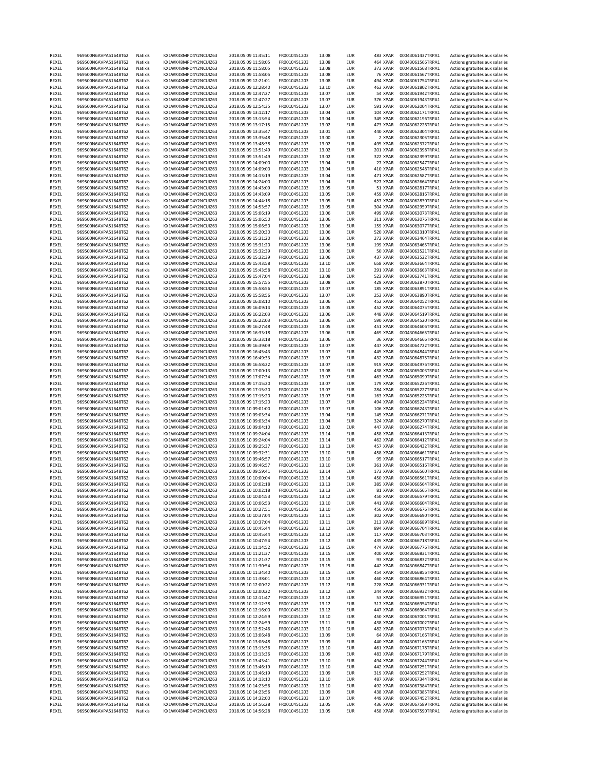| | | | | | | | | | | | |
|---|---|---|---|---|---|---|---|---|---|---|---|
| REXEL | 969500N6AVPA51648T62 | Natixis | KX1WK48MPD4Y2NCUIZ63 | 2018.05.09 11:45:11 | FR0010451203 | 13.08 | EUR | 483 | XPAR | 00043061437TRPA1 | Actions gratuites aux salariés |
| REXEL | 969500N6AVPA51648T62 | Natixis | KX1WK48MPD4Y2NCUIZ63 | 2018.05.09 11:58:05 | FR0010451203 | 13.08 | EUR | 464 | XPAR | 00043061566TRPA1 | Actions gratuites aux salariés |
| REXEL | 969500N6AVPA51648T62 | Natixis | KX1WK48MPD4Y2NCUIZ63 | 2018.05.09 11:58:05 | FR0010451203 | 13.08 | EUR | 373 | XPAR | 00043061568TRPA1 | Actions gratuites aux salariés |
| REXEL | 969500N6AVPA51648T62 | Natixis | KX1WK48MPD4Y2NCUIZ63 | 2018.05.09 11:58:05 | FR0010451203 | 13.08 | EUR | 76 | XPAR | 00043061567TRPA1 | Actions gratuites aux salariés |
| REXEL | 969500N6AVPA51648T62 | Natixis | KX1WK48MPD4Y2NCUIZ63 | 2018.05.09 12:21:01 | FR0010451203 | 13.08 | EUR | 494 | XPAR | 00043061754TRPA1 | Actions gratuites aux salariés |
| REXEL | 969500N6AVPA51648T62 | Natixis | KX1WK48MPD4Y2NCUIZ63 | 2018.05.09 12:28:40 | FR0010451203 | 13.10 | EUR | 463 | XPAR | 00043061802TRPA1 | Actions gratuites aux salariés |
| REXEL | 969500N6AVPA51648T62 | Natixis | KX1WK48MPD4Y2NCUIZ63 | 2018.05.09 12:47:27 | FR0010451203 | 13.07 | EUR | 54 | XPAR | 00043061942TRPA1 | Actions gratuites aux salariés |
| REXEL | 969500N6AVPA51648T62 | Natixis | KX1WK48MPD4Y2NCUIZ63 | 2018.05.09 12:47:27 | FR0010451203 | 13.07 | EUR | 376 | XPAR | 00043061943TRPA1 | Actions gratuites aux salariés |
| REXEL | 969500N6AVPA51648T62 | Natixis | KX1WK48MPD4Y2NCUIZ63 | 2018.05.09 12:54:35 | FR0010451203 | 13.07 | EUR | 591 | XPAR | 00043062004TRPA1 | Actions gratuites aux salariés |
| REXEL | 969500N6AVPA51648T62 | Natixis | KX1WK48MPD4Y2NCUIZ63 | 2018.05.09 13:12:17 | FR0010451203 | 13.04 | EUR | 104 | XPAR | 00043062171TRPA1 | Actions gratuites aux salariés |
| REXEL | 969500N6AVPA51648T62 | Natixis | KX1WK48MPD4Y2NCUIZ63 | 2018.05.09 13:13:54 | FR0010451203 | 13.04 | EUR | 349 | XPAR | 00043062196TRPA1 | Actions gratuites aux salariés |
| REXEL | 969500N6AVPA51648T62 | Natixis | KX1WK48MPD4Y2NCUIZ63 | 2018.05.09 13:17:15 | FR0010451203 | 13.02 | EUR | 473 | XPAR | 00043062226TRPA1 | Actions gratuites aux salariés |
| REXEL | 969500N6AVPA51648T62 | Natixis | KX1WK48MPD4Y2NCUIZ63 | 2018.05.09 13:35:47 | FR0010451203 | 13.01 | EUR | 440 | XPAR | 00043062304TRPA1 | Actions gratuites aux salariés |
| REXEL | 969500N6AVPA51648T62 | Natixis | KX1WK48MPD4Y2NCUIZ63 | 2018.05.09 13:35:48 | FR0010451203 | 13.00 | EUR | 2 | XPAR | 00043062305TRPA1 | Actions gratuites aux salariés |
| REXEL | 969500N6AVPA51648T62 | Natixis | KX1WK48MPD4Y2NCUIZ63 | 2018.05.09 13:48:38 | FR0010451203 | 13.02 | EUR | 495 | XPAR | 00043062372TRPA1 | Actions gratuites aux salariés |
| REXEL | 969500N6AVPA51648T62 | Natixis | KX1WK48MPD4Y2NCUIZ63 | 2018.05.09 13:51:49 | FR0010451203 | 13.02 | EUR | 201 | XPAR | 00043062398TRPA1 | Actions gratuites aux salariés |
| REXEL | 969500N6AVPA51648T62 | Natixis | KX1WK48MPD4Y2NCUIZ63 | 2018.05.09 13:51:49 | FR0010451203 | 13.02 | EUR | 322 | XPAR | 00043062399TRPA1 | Actions gratuites aux salariés |
| REXEL | 969500N6AVPA51648T62 | Natixis | KX1WK48MPD4Y2NCUIZ63 | 2018.05.09 14:09:00 | FR0010451203 | 13.04 | EUR | 27 | XPAR | 00043062547TRPA1 | Actions gratuites aux salariés |
| REXEL | 969500N6AVPA51648T62 | Natixis | KX1WK48MPD4Y2NCUIZ63 | 2018.05.09 14:09:00 | FR0010451203 | 13.04 | EUR | 410 | XPAR | 00043062548TRPA1 | Actions gratuites aux salariés |
| REXEL | 969500N6AVPA51648T62 | Natixis | KX1WK48MPD4Y2NCUIZ63 | 2018.05.09 14:13:19 | FR0010451203 | 13.04 | EUR | 471 | XPAR | 00043062587TRPA1 | Actions gratuites aux salariés |
| REXEL | 969500N6AVPA51648T62 | Natixis | KX1WK48MPD4Y2NCUIZ63 | 2018.05.09 14:24:00 | FR0010451203 | 13.04 | EUR | 527 | XPAR | 00043062664TRPA1 | Actions gratuites aux salariés |
| REXEL | 969500N6AVPA51648T62 | Natixis | KX1WK48MPD4Y2NCUIZ63 | 2018.05.09 14:43:09 | FR0010451203 | 13.05 | EUR | 51 | XPAR | 00043062817TRPA1 | Actions gratuites aux salariés |
| REXEL | 969500N6AVPA51648T62 | Natixis | KX1WK48MPD4Y2NCUIZ63 | 2018.05.09 14:43:09 | FR0010451203 | 13.05 | EUR | 459 | XPAR | 00043062816TRPA1 | Actions gratuites aux salariés |
| REXEL | 969500N6AVPA51648T62 | Natixis | KX1WK48MPD4Y2NCUIZ63 | 2018.05.09 14:44:18 | FR0010451203 | 13.05 | EUR | 457 | XPAR | 00043062830TRPA1 | Actions gratuites aux salariés |
| REXEL | 969500N6AVPA51648T62 | Natixis | KX1WK48MPD4Y2NCUIZ63 | 2018.05.09 14:53:57 | FR0010451203 | 13.05 | EUR | 304 | XPAR | 00043062959TRPA1 | Actions gratuites aux salariés |
| REXEL | 969500N6AVPA51648T62 | Natixis | KX1WK48MPD4Y2NCUIZ63 | 2018.05.09 15:06:19 | FR0010451203 | 13.06 | EUR | 499 | XPAR | 00043063073TRPA1 | Actions gratuites aux salariés |
| REXEL | 969500N6AVPA51648T62 | Natixis | KX1WK48MPD4Y2NCUIZ63 | 2018.05.09 15:06:50 | FR0010451203 | 13.06 | EUR | 311 | XPAR | 00043063076TRPA1 | Actions gratuites aux salariés |
| REXEL | 969500N6AVPA51648T62 | Natixis | KX1WK48MPD4Y2NCUIZ63 | 2018.05.09 15:06:50 | FR0010451203 | 13.06 | EUR | 159 | XPAR | 00043063077TRPA1 | Actions gratuites aux salariés |
| REXEL | 969500N6AVPA51648T62 | Natixis | KX1WK48MPD4Y2NCUIZ63 | 2018.05.09 15:20:30 | FR0010451203 | 13.06 | EUR | 520 | XPAR | 00043063310TRPA1 | Actions gratuites aux salariés |
| REXEL | 969500N6AVPA51648T62 | Natixis | KX1WK48MPD4Y2NCUIZ63 | 2018.05.09 15:31:20 | FR0010451203 | 13.06 | EUR | 272 | XPAR | 00043063464TRPA1 | Actions gratuites aux salariés |
| REXEL | 969500N6AVPA51648T62 | Natixis | KX1WK48MPD4Y2NCUIZ63 | 2018.05.09 15:31:20 | FR0010451203 | 13.06 | EUR | 199 | XPAR | 00043063465TRPA1 | Actions gratuites aux salariés |
| REXEL | 969500N6AVPA51648T62 | Natixis | KX1WK48MPD4Y2NCUIZ63 | 2018.05.09 15:32:39 | FR0010451203 | 13.06 | EUR | 50 | XPAR | 00043063521TRPA1 | Actions gratuites aux salariés |
| REXEL | 969500N6AVPA51648T62 | Natixis | KX1WK48MPD4Y2NCUIZ63 | 2018.05.09 15:32:39 | FR0010451203 | 13.06 | EUR | 437 | XPAR | 00043063522TRPA1 | Actions gratuites aux salariés |
| REXEL | 969500N6AVPA51648T62 | Natixis | KX1WK48MPD4Y2NCUIZ63 | 2018.05.09 15:43:58 | FR0010451203 | 13.10 | EUR | 658 | XPAR | 00043063664TRPA1 | Actions gratuites aux salariés |
| REXEL | 969500N6AVPA51648T62 | Natixis | KX1WK48MPD4Y2NCUIZ63 | 2018.05.09 15:43:58 | FR0010451203 | 13.10 | EUR | 291 | XPAR | 00043063663TRPA1 | Actions gratuites aux salariés |
| REXEL | 969500N6AVPA51648T62 | Natixis | KX1WK48MPD4Y2NCUIZ63 | 2018.05.09 15:47:04 | FR0010451203 | 13.08 | EUR | 523 | XPAR | 00043063741TRPA1 | Actions gratuites aux salariés |
| REXEL | 969500N6AVPA51648T62 | Natixis | KX1WK48MPD4Y2NCUIZ63 | 2018.05.09 15:57:55 | FR0010451203 | 13.08 | EUR | 429 | XPAR | 00043063870TRPA1 | Actions gratuites aux salariés |
| REXEL | 969500N6AVPA51648T62 | Natixis | KX1WK48MPD4Y2NCUIZ63 | 2018.05.09 15:58:56 | FR0010451203 | 13.07 | EUR | 185 | XPAR | 00043063891TRPA1 | Actions gratuites aux salariés |
| REXEL | 969500N6AVPA51648T62 | Natixis | KX1WK48MPD4Y2NCUIZ63 | 2018.05.09 15:58:56 | FR0010451203 | 13.07 | EUR | 253 | XPAR | 00043063890TRPA1 | Actions gratuites aux salariés |
| REXEL | 969500N6AVPA51648T62 | Natixis | KX1WK48MPD4Y2NCUIZ63 | 2018.05.09 16:08:10 | FR0010451203 | 13.06 | EUR | 452 | XPAR | 00043064052TRPA1 | Actions gratuites aux salariés |
| REXEL | 969500N6AVPA51648T62 | Natixis | KX1WK48MPD4Y2NCUIZ63 | 2018.05.09 16:09:14 | FR0010451203 | 13.05 | EUR | 452 | XPAR | 00043064075TRPA1 | Actions gratuites aux salariés |
| REXEL | 969500N6AVPA51648T62 | Natixis | KX1WK48MPD4Y2NCUIZ63 | 2018.05.09 16:22:03 | FR0010451203 | 13.06 | EUR | 448 | XPAR | 00043064519TRPA1 | Actions gratuites aux salariés |
| REXEL | 969500N6AVPA51648T62 | Natixis | KX1WK48MPD4Y2NCUIZ63 | 2018.05.09 16:22:03 | FR0010451203 | 13.06 | EUR | 590 | XPAR | 00043064520TRPA1 | Actions gratuites aux salariés |
| REXEL | 969500N6AVPA51648T62 | Natixis | KX1WK48MPD4Y2NCUIZ63 | 2018.05.09 16:27:48 | FR0010451203 | 13.05 | EUR | 451 | XPAR | 00043064606TRPA1 | Actions gratuites aux salariés |
| REXEL | 969500N6AVPA51648T62 | Natixis | KX1WK48MPD4Y2NCUIZ63 | 2018.05.09 16:33:18 | FR0010451203 | 13.06 | EUR | 469 | XPAR | 00043064665TRPA1 | Actions gratuites aux salariés |
| REXEL | 969500N6AVPA51648T62 | Natixis | KX1WK48MPD4Y2NCUIZ63 | 2018.05.09 16:33:18 | FR0010451203 | 13.06 | EUR | 36 | XPAR | 00043064666TRPA1 | Actions gratuites aux salariés |
| REXEL | 969500N6AVPA51648T62 | Natixis | KX1WK48MPD4Y2NCUIZ63 | 2018.05.09 16:39:09 | FR0010451203 | 13.07 | EUR | 447 | XPAR | 00043064722TRPA1 | Actions gratuites aux salariés |
| REXEL | 969500N6AVPA51648T62 | Natixis | KX1WK48MPD4Y2NCUIZ63 | 2018.05.09 16:45:43 | FR0010451203 | 13.07 | EUR | 445 | XPAR | 00043064844TRPA1 | Actions gratuites aux salariés |
| REXEL | 969500N6AVPA51648T62 | Natixis | KX1WK48MPD4Y2NCUIZ63 | 2018.05.09 16:49:33 | FR0010451203 | 13.07 | EUR | 432 | XPAR | 00043064875TRPA1 | Actions gratuites aux salariés |
| REXEL | 969500N6AVPA51648T62 | Natixis | KX1WK48MPD4Y2NCUIZ63 | 2018.05.09 16:58:22 | FR0010451203 | 13.07 | EUR | 919 | XPAR | 00043064976TRPA1 | Actions gratuites aux salariés |
| REXEL | 969500N6AVPA51648T62 | Natixis | KX1WK48MPD4Y2NCUIZ63 | 2018.05.09 17:00:13 | FR0010451203 | 13.08 | EUR | 438 | XPAR | 00043065003TRPA1 | Actions gratuites aux salariés |
| REXEL | 969500N6AVPA51648T62 | Natixis | KX1WK48MPD4Y2NCUIZ63 | 2018.05.09 17:07:34 | FR0010451203 | 13.07 | EUR | 463 | XPAR | 00043065099TRPA1 | Actions gratuites aux salariés |
| REXEL | 969500N6AVPA51648T62 | Natixis | KX1WK48MPD4Y2NCUIZ63 | 2018.05.09 17:15:20 | FR0010451203 | 13.07 | EUR | 179 | XPAR | 00043065226TRPA1 | Actions gratuites aux salariés |
| REXEL | 969500N6AVPA51648T62 | Natixis | KX1WK48MPD4Y2NCUIZ63 | 2018.05.09 17:15:20 | FR0010451203 | 13.07 | EUR | 284 | XPAR | 00043065227TRPA1 | Actions gratuites aux salariés |
| REXEL | 969500N6AVPA51648T62 | Natixis | KX1WK48MPD4Y2NCUIZ63 | 2018.05.09 17:15:20 | FR0010451203 | 13.07 | EUR | 163 | XPAR | 00043065225TRPA1 | Actions gratuites aux salariés |
| REXEL | 969500N6AVPA51648T62 | Natixis | KX1WK48MPD4Y2NCUIZ63 | 2018.05.09 17:15:20 | FR0010451203 | 13.07 | EUR | 494 | XPAR | 00043065224TRPA1 | Actions gratuites aux salariés |
| REXEL | 969500N6AVPA51648T62 | Natixis | KX1WK48MPD4Y2NCUIZ63 | 2018.05.10 09:01:00 | FR0010451203 | 13.07 | EUR | 106 | XPAR | 00043066243TRPA1 | Actions gratuites aux salariés |
| REXEL | 969500N6AVPA51648T62 | Natixis | KX1WK48MPD4Y2NCUIZ63 | 2018.05.10 09:03:34 | FR0010451203 | 13.04 | EUR | 145 | XPAR | 00043066271TRPA1 | Actions gratuites aux salariés |
| REXEL | 969500N6AVPA51648T62 | Natixis | KX1WK48MPD4Y2NCUIZ63 | 2018.05.10 09:03:34 | FR0010451203 | 13.04 | EUR | 324 | XPAR | 00043066270TRPA1 | Actions gratuites aux salariés |
| REXEL | 969500N6AVPA51648T62 | Natixis | KX1WK48MPD4Y2NCUIZ63 | 2018.05.10 09:04:10 | FR0010451203 | 13.02 | EUR | 447 | XPAR | 00043066274TRPA1 | Actions gratuites aux salariés |
| REXEL | 969500N6AVPA51648T62 | Natixis | KX1WK48MPD4Y2NCUIZ63 | 2018.05.10 09:24:04 | FR0010451203 | 13.14 | EUR | 458 | XPAR | 00043066413TRPA1 | Actions gratuites aux salariés |
| REXEL | 969500N6AVPA51648T62 | Natixis | KX1WK48MPD4Y2NCUIZ63 | 2018.05.10 09:24:04 | FR0010451203 | 13.14 | EUR | 462 | XPAR | 00043066412TRPA1 | Actions gratuites aux salariés |
| REXEL | 969500N6AVPA51648T62 | Natixis | KX1WK48MPD4Y2NCUIZ63 | 2018.05.10 09:25:37 | FR0010451203 | 13.13 | EUR | 457 | XPAR | 00043066432TRPA1 | Actions gratuites aux salariés |
| REXEL | 969500N6AVPA51648T62 | Natixis | KX1WK48MPD4Y2NCUIZ63 | 2018.05.10 09:32:31 | FR0010451203 | 13.10 | EUR | 458 | XPAR | 00043066461TRPA1 | Actions gratuites aux salariés |
| REXEL | 969500N6AVPA51648T62 | Natixis | KX1WK48MPD4Y2NCUIZ63 | 2018.05.10 09:46:57 | FR0010451203 | 13.10 | EUR | 95 | XPAR | 00043066517TRPA1 | Actions gratuites aux salariés |
| REXEL | 969500N6AVPA51648T62 | Natixis | KX1WK48MPD4Y2NCUIZ63 | 2018.05.10 09:46:57 | FR0010451203 | 13.10 | EUR | 361 | XPAR | 00043066516TRPA1 | Actions gratuites aux salariés |
| REXEL | 969500N6AVPA51648T62 | Natixis | KX1WK48MPD4Y2NCUIZ63 | 2018.05.10 09:59:41 | FR0010451203 | 13.14 | EUR | 173 | XPAR | 00043066560TRPA1 | Actions gratuites aux salariés |
| REXEL | 969500N6AVPA51648T62 | Natixis | KX1WK48MPD4Y2NCUIZ63 | 2018.05.10 10:00:04 | FR0010451203 | 13.14 | EUR | 450 | XPAR | 00043066561TRPA1 | Actions gratuites aux salariés |
| REXEL | 969500N6AVPA51648T62 | Natixis | KX1WK48MPD4Y2NCUIZ63 | 2018.05.10 10:02:18 | FR0010451203 | 13.13 | EUR | 385 | XPAR | 00043066564TRPA1 | Actions gratuites aux salariés |
| REXEL | 969500N6AVPA51648T62 | Natixis | KX1WK48MPD4Y2NCUIZ63 | 2018.05.10 10:02:18 | FR0010451203 | 13.13 | EUR | 81 | XPAR | 00043066565TRPA1 | Actions gratuites aux salariés |
| REXEL | 969500N6AVPA51648T62 | Natixis | KX1WK48MPD4Y2NCUIZ63 | 2018.05.10 10:04:53 | FR0010451203 | 13.12 | EUR | 450 | XPAR | 00043066579TRPA1 | Actions gratuites aux salariés |
| REXEL | 969500N6AVPA51648T62 | Natixis | KX1WK48MPD4Y2NCUIZ63 | 2018.05.10 10:06:53 | FR0010451203 | 13.10 | EUR | 441 | XPAR | 00043066604TRPA1 | Actions gratuites aux salariés |
| REXEL | 969500N6AVPA51648T62 | Natixis | KX1WK48MPD4Y2NCUIZ63 | 2018.05.10 10:27:51 | FR0010451203 | 13.10 | EUR | 456 | XPAR | 00043066676TRPA1 | Actions gratuites aux salariés |
| REXEL | 969500N6AVPA51648T62 | Natixis | KX1WK48MPD4Y2NCUIZ63 | 2018.05.10 10:37:04 | FR0010451203 | 13.11 | EUR | 302 | XPAR | 00043066690TRPA1 | Actions gratuites aux salariés |
| REXEL | 969500N6AVPA51648T62 | Natixis | KX1WK48MPD4Y2NCUIZ63 | 2018.05.10 10:37:04 | FR0010451203 | 13.11 | EUR | 213 | XPAR | 00043066689TRPA1 | Actions gratuites aux salariés |
| REXEL | 969500N6AVPA51648T62 | Natixis | KX1WK48MPD4Y2NCUIZ63 | 2018.05.10 10:45:44 | FR0010451203 | 13.12 | EUR | 894 | XPAR | 00043066704TRPA1 | Actions gratuites aux salariés |
| REXEL | 969500N6AVPA51648T62 | Natixis | KX1WK48MPD4Y2NCUIZ63 | 2018.05.10 10:45:44 | FR0010451203 | 13.12 | EUR | 117 | XPAR | 00043066703TRPA1 | Actions gratuites aux salariés |
| REXEL | 969500N6AVPA51648T62 | Natixis | KX1WK48MPD4Y2NCUIZ63 | 2018.05.10 10:47:54 | FR0010451203 | 13.12 | EUR | 435 | XPAR | 00043066718TRPA1 | Actions gratuites aux salariés |
| REXEL | 969500N6AVPA51648T62 | Natixis | KX1WK48MPD4Y2NCUIZ63 | 2018.05.10 11:14:52 | FR0010451203 | 13.15 | EUR | 474 | XPAR | 00043066776TRPA1 | Actions gratuites aux salariés |
| REXEL | 969500N6AVPA51648T62 | Natixis | KX1WK48MPD4Y2NCUIZ63 | 2018.05.10 11:21:37 | FR0010451203 | 13.15 | EUR | 400 | XPAR | 00043066831TRPA1 | Actions gratuites aux salariés |
| REXEL | 969500N6AVPA51648T62 | Natixis | KX1WK48MPD4Y2NCUIZ63 | 2018.05.10 11:21:37 | FR0010451203 | 13.15 | EUR | 93 | XPAR | 00043066832TRPA1 | Actions gratuites aux salariés |
| REXEL | 969500N6AVPA51648T62 | Natixis | KX1WK48MPD4Y2NCUIZ63 | 2018.05.10 11:30:54 | FR0010451203 | 13.15 | EUR | 442 | XPAR | 00043066847TRPA1 | Actions gratuites aux salariés |
| REXEL | 969500N6AVPA51648T62 | Natixis | KX1WK48MPD4Y2NCUIZ63 | 2018.05.10 11:34:40 | FR0010451203 | 13.15 | EUR | 454 | XPAR | 00043066856TRPA1 | Actions gratuites aux salariés |
| REXEL | 969500N6AVPA51648T62 | Natixis | KX1WK48MPD4Y2NCUIZ63 | 2018.05.10 11:38:01 | FR0010451203 | 13.12 | EUR | 460 | XPAR | 00043066864TRPA1 | Actions gratuites aux salariés |
| REXEL | 969500N6AVPA51648T62 | Natixis | KX1WK48MPD4Y2NCUIZ63 | 2018.05.10 12:00:22 | FR0010451203 | 13.12 | EUR | 228 | XPAR | 00043066931TRPA1 | Actions gratuites aux salariés |
| REXEL | 969500N6AVPA51648T62 | Natixis | KX1WK48MPD4Y2NCUIZ63 | 2018.05.10 12:00:22 | FR0010451203 | 13.12 | EUR | 244 | XPAR | 00043066932TRPA1 | Actions gratuites aux salariés |
| REXEL | 969500N6AVPA51648T62 | Natixis | KX1WK48MPD4Y2NCUIZ63 | 2018.05.10 12:11:47 | FR0010451203 | 13.12 | EUR | 53 | XPAR | 00043066951TRPA1 | Actions gratuites aux salariés |
| REXEL | 969500N6AVPA51648T62 | Natixis | KX1WK48MPD4Y2NCUIZ63 | 2018.05.10 12:12:38 | FR0010451203 | 13.12 | EUR | 317 | XPAR | 00043066954TRPA1 | Actions gratuites aux salariés |
| REXEL | 969500N6AVPA51648T62 | Natixis | KX1WK48MPD4Y2NCUIZ63 | 2018.05.10 12:16:00 | FR0010451203 | 13.12 | EUR | 447 | XPAR | 00043066964TRPA1 | Actions gratuites aux salariés |
| REXEL | 969500N6AVPA51648T62 | Natixis | KX1WK48MPD4Y2NCUIZ63 | 2018.05.10 12:24:59 | FR0010451203 | 13.10 | EUR | 450 | XPAR | 00043067001TRPA1 | Actions gratuites aux salariés |
| REXEL | 969500N6AVPA51648T62 | Natixis | KX1WK48MPD4Y2NCUIZ63 | 2018.05.10 12:24:59 | FR0010451203 | 13.11 | EUR | 438 | XPAR | 00043067002TRPA1 | Actions gratuites aux salariés |
| REXEL | 969500N6AVPA51648T62 | Natixis | KX1WK48MPD4Y2NCUIZ63 | 2018.05.10 12:52:46 | FR0010451203 | 13.10 | EUR | 482 | XPAR | 00043067073TRPA1 | Actions gratuites aux salariés |
| REXEL | 969500N6AVPA51648T62 | Natixis | KX1WK48MPD4Y2NCUIZ63 | 2018.05.10 13:06:48 | FR0010451203 | 13.09 | EUR | 64 | XPAR | 00043067166TRPA1 | Actions gratuites aux salariés |
| REXEL | 969500N6AVPA51648T62 | Natixis | KX1WK48MPD4Y2NCUIZ63 | 2018.05.10 13:06:48 | FR0010451203 | 13.09 | EUR | 440 | XPAR | 00043067165TRPA1 | Actions gratuites aux salariés |
| REXEL | 969500N6AVPA51648T62 | Natixis | KX1WK48MPD4Y2NCUIZ63 | 2018.05.10 13:13:36 | FR0010451203 | 13.10 | EUR | 461 | XPAR | 00043067178TRPA1 | Actions gratuites aux salariés |
| REXEL | 969500N6AVPA51648T62 | Natixis | KX1WK48MPD4Y2NCUIZ63 | 2018.05.10 13:13:36 | FR0010451203 | 13.09 | EUR | 483 | XPAR | 00043067179TRPA1 | Actions gratuites aux salariés |
| REXEL | 969500N6AVPA51648T62 | Natixis | KX1WK48MPD4Y2NCUIZ63 | 2018.05.10 13:43:41 | FR0010451203 | 13.10 | EUR | 494 | XPAR | 00043067244TRPA1 | Actions gratuites aux salariés |
| REXEL | 969500N6AVPA51648T62 | Natixis | KX1WK48MPD4Y2NCUIZ63 | 2018.05.10 13:46:19 | FR0010451203 | 13.10 | EUR | 442 | XPAR | 00043067251TRPA1 | Actions gratuites aux salariés |
| REXEL | 969500N6AVPA51648T62 | Natixis | KX1WK48MPD4Y2NCUIZ63 | 2018.05.10 13:46:19 | FR0010451203 | 13.09 | EUR | 319 | XPAR | 00043067252TRPA1 | Actions gratuites aux salariés |
| REXEL | 969500N6AVPA51648T62 | Natixis | KX1WK48MPD4Y2NCUIZ63 | 2018.05.10 14:13:10 | FR0010451203 | 13.10 | EUR | 487 | XPAR | 00043067344TRPA1 | Actions gratuites aux salariés |
| REXEL | 969500N6AVPA51648T62 | Natixis | KX1WK48MPD4Y2NCUIZ63 | 2018.05.10 14:23:56 | FR0010451203 | 13.10 | EUR | 492 | XPAR | 00043067384TRPA1 | Actions gratuites aux salariés |
| REXEL | 969500N6AVPA51648T62 | Natixis | KX1WK48MPD4Y2NCUIZ63 | 2018.05.10 14:23:56 | FR0010451203 | 13.09 | EUR | 438 | XPAR | 00043067385TRPA1 | Actions gratuites aux salariés |
| REXEL | 969500N6AVPA51648T62 | Natixis | KX1WK48MPD4Y2NCUIZ63 | 2018.05.10 14:32:00 | FR0010451203 | 13.07 | EUR | 449 | XPAR | 00043067452TRPA1 | Actions gratuites aux salariés |
| REXEL | 969500N6AVPA51648T62 | Natixis | KX1WK48MPD4Y2NCUIZ63 | 2018.05.10 14:56:28 | FR0010451203 | 13.05 | EUR | 436 | XPAR | 00043067589TRPA1 | Actions gratuites aux salariés |
| REXEL | 969500N6AVPA51648T62 | Natixis | KX1WK48MPD4Y2NCUIZ63 | 2018.05.10 14:56:28 | FR0010451203 | 13.05 | EUR | 458 | XPAR | 00043067590TRPA1 | Actions gratuites aux salariés |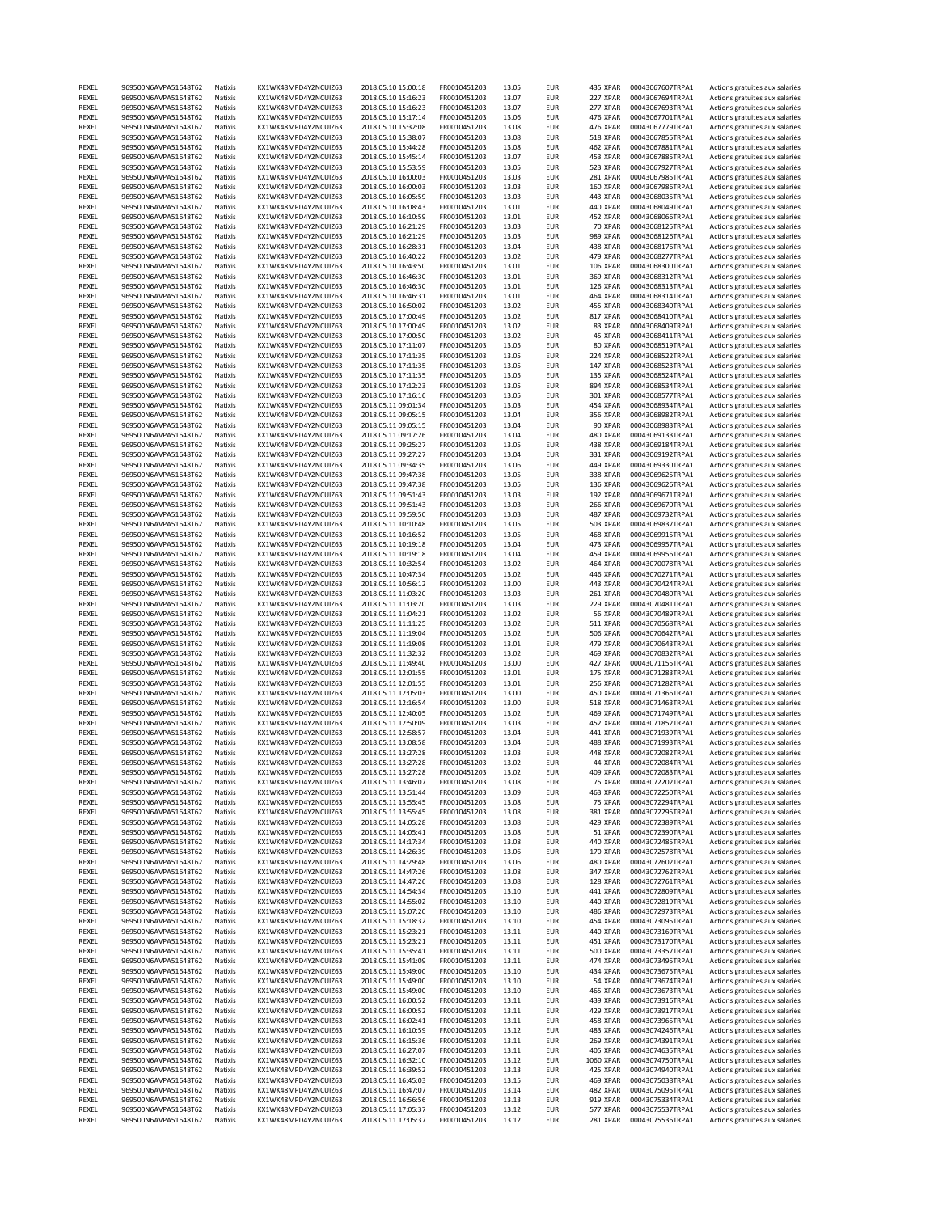| | | | | | | | | | | | |
|---|---|---|---|---|---|---|---|---|---|---|---|
| REXEL | 969500N6AVPA51648T62 | Natixis | KX1WK48MPD4Y2NCUIZ63 | 2018.05.10 15:00:18 | FR0010451203 | 13.05 | EUR | 435 | XPAR | 00043067607TRPA1 | Actions gratuites aux salariés |
| REXEL | 969500N6AVPA51648T62 | Natixis | KX1WK48MPD4Y2NCUIZ63 | 2018.05.10 15:16:23 | FR0010451203 | 13.07 | EUR | 227 | XPAR | 00043067694TRPA1 | Actions gratuites aux salariés |
| REXEL | 969500N6AVPA51648T62 | Natixis | KX1WK48MPD4Y2NCUIZ63 | 2018.05.10 15:16:23 | FR0010451203 | 13.07 | EUR | 277 | XPAR | 00043067693TRPA1 | Actions gratuites aux salariés |
| REXEL | 969500N6AVPA51648T62 | Natixis | KX1WK48MPD4Y2NCUIZ63 | 2018.05.10 15:17:14 | FR0010451203 | 13.06 | EUR | 476 | XPAR | 00043067701TRPA1 | Actions gratuites aux salariés |
| REXEL | 969500N6AVPA51648T62 | Natixis | KX1WK48MPD4Y2NCUIZ63 | 2018.05.10 15:32:08 | FR0010451203 | 13.08 | EUR | 476 | XPAR | 00043067779TRPA1 | Actions gratuites aux salariés |
| REXEL | 969500N6AVPA51648T62 | Natixis | KX1WK48MPD4Y2NCUIZ63 | 2018.05.10 15:38:07 | FR0010451203 | 13.08 | EUR | 518 | XPAR | 00043067855TRPA1 | Actions gratuites aux salariés |
| REXEL | 969500N6AVPA51648T62 | Natixis | KX1WK48MPD4Y2NCUIZ63 | 2018.05.10 15:44:28 | FR0010451203 | 13.08 | EUR | 462 | XPAR | 00043067881TRPA1 | Actions gratuites aux salariés |
| REXEL | 969500N6AVPA51648T62 | Natixis | KX1WK48MPD4Y2NCUIZ63 | 2018.05.10 15:45:14 | FR0010451203 | 13.07 | EUR | 453 | XPAR | 00043067885TRPA1 | Actions gratuites aux salariés |
| REXEL | 969500N6AVPA51648T62 | Natixis | KX1WK48MPD4Y2NCUIZ63 | 2018.05.10 15:53:59 | FR0010451203 | 13.05 | EUR | 523 | XPAR | 00043067927TRPA1 | Actions gratuites aux salariés |
| REXEL | 969500N6AVPA51648T62 | Natixis | KX1WK48MPD4Y2NCUIZ63 | 2018.05.10 16:00:03 | FR0010451203 | 13.03 | EUR | 281 | XPAR | 00043067985TRPA1 | Actions gratuites aux salariés |
| REXEL | 969500N6AVPA51648T62 | Natixis | KX1WK48MPD4Y2NCUIZ63 | 2018.05.10 16:00:03 | FR0010451203 | 13.03 | EUR | 160 | XPAR | 00043067986TRPA1 | Actions gratuites aux salariés |
| REXEL | 969500N6AVPA51648T62 | Natixis | KX1WK48MPD4Y2NCUIZ63 | 2018.05.10 16:05:59 | FR0010451203 | 13.03 | EUR | 443 | XPAR | 00043068035TRPA1 | Actions gratuites aux salariés |
| REXEL | 969500N6AVPA51648T62 | Natixis | KX1WK48MPD4Y2NCUIZ63 | 2018.05.10 16:08:43 | FR0010451203 | 13.01 | EUR | 440 | XPAR | 00043068049TRPA1 | Actions gratuites aux salariés |
| REXEL | 969500N6AVPA51648T62 | Natixis | KX1WK48MPD4Y2NCUIZ63 | 2018.05.10 16:10:59 | FR0010451203 | 13.01 | EUR | 452 | XPAR | 00043068066TRPA1 | Actions gratuites aux salariés |
| REXEL | 969500N6AVPA51648T62 | Natixis | KX1WK48MPD4Y2NCUIZ63 | 2018.05.10 16:21:29 | FR0010451203 | 13.03 | EUR | 70 | XPAR | 00043068125TRPA1 | Actions gratuites aux salariés |
| REXEL | 969500N6AVPA51648T62 | Natixis | KX1WK48MPD4Y2NCUIZ63 | 2018.05.10 16:21:29 | FR0010451203 | 13.03 | EUR | 989 | XPAR | 00043068126TRPA1 | Actions gratuites aux salariés |
| REXEL | 969500N6AVPA51648T62 | Natixis | KX1WK48MPD4Y2NCUIZ63 | 2018.05.10 16:28:31 | FR0010451203 | 13.04 | EUR | 438 | XPAR | 00043068176TRPA1 | Actions gratuites aux salariés |
| REXEL | 969500N6AVPA51648T62 | Natixis | KX1WK48MPD4Y2NCUIZ63 | 2018.05.10 16:40:22 | FR0010451203 | 13.02 | EUR | 479 | XPAR | 00043068277TRPA1 | Actions gratuites aux salariés |
| REXEL | 969500N6AVPA51648T62 | Natixis | KX1WK48MPD4Y2NCUIZ63 | 2018.05.10 16:43:50 | FR0010451203 | 13.01 | EUR | 106 | XPAR | 00043068300TRPA1 | Actions gratuites aux salariés |
| REXEL | 969500N6AVPA51648T62 | Natixis | KX1WK48MPD4Y2NCUIZ63 | 2018.05.10 16:46:30 | FR0010451203 | 13.01 | EUR | 369 | XPAR | 00043068312TRPA1 | Actions gratuites aux salariés |
| REXEL | 969500N6AVPA51648T62 | Natixis | KX1WK48MPD4Y2NCUIZ63 | 2018.05.10 16:46:30 | FR0010451203 | 13.01 | EUR | 126 | XPAR | 00043068313TRPA1 | Actions gratuites aux salariés |
| REXEL | 969500N6AVPA51648T62 | Natixis | KX1WK48MPD4Y2NCUIZ63 | 2018.05.10 16:46:31 | FR0010451203 | 13.01 | EUR | 464 | XPAR | 00043068314TRPA1 | Actions gratuites aux salariés |
| REXEL | 969500N6AVPA51648T62 | Natixis | KX1WK48MPD4Y2NCUIZ63 | 2018.05.10 16:50:02 | FR0010451203 | 13.02 | EUR | 455 | XPAR | 00043068340TRPA1 | Actions gratuites aux salariés |
| REXEL | 969500N6AVPA51648T62 | Natixis | KX1WK48MPD4Y2NCUIZ63 | 2018.05.10 17:00:49 | FR0010451203 | 13.02 | EUR | 817 | XPAR | 00043068410TRPA1 | Actions gratuites aux salariés |
| REXEL | 969500N6AVPA51648T62 | Natixis | KX1WK48MPD4Y2NCUIZ63 | 2018.05.10 17:00:49 | FR0010451203 | 13.02 | EUR | 83 | XPAR | 00043068409TRPA1 | Actions gratuites aux salariés |
| REXEL | 969500N6AVPA51648T62 | Natixis | KX1WK48MPD4Y2NCUIZ63 | 2018.05.10 17:00:50 | FR0010451203 | 13.02 | EUR | 45 | XPAR | 00043068411TRPA1 | Actions gratuites aux salariés |
| REXEL | 969500N6AVPA51648T62 | Natixis | KX1WK48MPD4Y2NCUIZ63 | 2018.05.10 17:11:07 | FR0010451203 | 13.05 | EUR | 80 | XPAR | 00043068519TRPA1 | Actions gratuites aux salariés |
| REXEL | 969500N6AVPA51648T62 | Natixis | KX1WK48MPD4Y2NCUIZ63 | 2018.05.10 17:11:35 | FR0010451203 | 13.05 | EUR | 224 | XPAR | 00043068522TRPA1 | Actions gratuites aux salariés |
| REXEL | 969500N6AVPA51648T62 | Natixis | KX1WK48MPD4Y2NCUIZ63 | 2018.05.10 17:11:35 | FR0010451203 | 13.05 | EUR | 147 | XPAR | 00043068523TRPA1 | Actions gratuites aux salariés |
| REXEL | 969500N6AVPA51648T62 | Natixis | KX1WK48MPD4Y2NCUIZ63 | 2018.05.10 17:11:35 | FR0010451203 | 13.05 | EUR | 135 | XPAR | 00043068524TRPA1 | Actions gratuites aux salariés |
| REXEL | 969500N6AVPA51648T62 | Natixis | KX1WK48MPD4Y2NCUIZ63 | 2018.05.10 17:12:23 | FR0010451203 | 13.05 | EUR | 894 | XPAR | 00043068534TRPA1 | Actions gratuites aux salariés |
| REXEL | 969500N6AVPA51648T62 | Natixis | KX1WK48MPD4Y2NCUIZ63 | 2018.05.10 17:16:16 | FR0010451203 | 13.05 | EUR | 301 | XPAR | 00043068577TRPA1 | Actions gratuites aux salariés |
| REXEL | 969500N6AVPA51648T62 | Natixis | KX1WK48MPD4Y2NCUIZ63 | 2018.05.11 09:01:34 | FR0010451203 | 13.03 | EUR | 454 | XPAR | 00043068934TRPA1 | Actions gratuites aux salariés |
| REXEL | 969500N6AVPA51648T62 | Natixis | KX1WK48MPD4Y2NCUIZ63 | 2018.05.11 09:05:15 | FR0010451203 | 13.04 | EUR | 356 | XPAR | 00043068982TRPA1 | Actions gratuites aux salariés |
| REXEL | 969500N6AVPA51648T62 | Natixis | KX1WK48MPD4Y2NCUIZ63 | 2018.05.11 09:05:15 | FR0010451203 | 13.04 | EUR | 90 | XPAR | 00043068983TRPA1 | Actions gratuites aux salariés |
| REXEL | 969500N6AVPA51648T62 | Natixis | KX1WK48MPD4Y2NCUIZ63 | 2018.05.11 09:17:26 | FR0010451203 | 13.04 | EUR | 480 | XPAR | 00043069133TRPA1 | Actions gratuites aux salariés |
| REXEL | 969500N6AVPA51648T62 | Natixis | KX1WK48MPD4Y2NCUIZ63 | 2018.05.11 09:25:27 | FR0010451203 | 13.05 | EUR | 438 | XPAR | 00043069184TRPA1 | Actions gratuites aux salariés |
| REXEL | 969500N6AVPA51648T62 | Natixis | KX1WK48MPD4Y2NCUIZ63 | 2018.05.11 09:27:27 | FR0010451203 | 13.04 | EUR | 331 | XPAR | 00043069192TRPA1 | Actions gratuites aux salariés |
| REXEL | 969500N6AVPA51648T62 | Natixis | KX1WK48MPD4Y2NCUIZ63 | 2018.05.11 09:34:35 | FR0010451203 | 13.06 | EUR | 449 | XPAR | 00043069330TRPA1 | Actions gratuites aux salariés |
| REXEL | 969500N6AVPA51648T62 | Natixis | KX1WK48MPD4Y2NCUIZ63 | 2018.05.11 09:47:38 | FR0010451203 | 13.05 | EUR | 338 | XPAR | 00043069625TRPA1 | Actions gratuites aux salariés |
| REXEL | 969500N6AVPA51648T62 | Natixis | KX1WK48MPD4Y2NCUIZ63 | 2018.05.11 09:47:38 | FR0010451203 | 13.05 | EUR | 136 | XPAR | 00043069626TRPA1 | Actions gratuites aux salariés |
| REXEL | 969500N6AVPA51648T62 | Natixis | KX1WK48MPD4Y2NCUIZ63 | 2018.05.11 09:51:43 | FR0010451203 | 13.03 | EUR | 192 | XPAR | 00043069671TRPA1 | Actions gratuites aux salariés |
| REXEL | 969500N6AVPA51648T62 | Natixis | KX1WK48MPD4Y2NCUIZ63 | 2018.05.11 09:51:43 | FR0010451203 | 13.03 | EUR | 266 | XPAR | 00043069670TRPA1 | Actions gratuites aux salariés |
| REXEL | 969500N6AVPA51648T62 | Natixis | KX1WK48MPD4Y2NCUIZ63 | 2018.05.11 09:59:50 | FR0010451203 | 13.03 | EUR | 487 | XPAR | 00043069732TRPA1 | Actions gratuites aux salariés |
| REXEL | 969500N6AVPA51648T62 | Natixis | KX1WK48MPD4Y2NCUIZ63 | 2018.05.11 10:10:48 | FR0010451203 | 13.05 | EUR | 503 | XPAR | 00043069837TRPA1 | Actions gratuites aux salariés |
| REXEL | 969500N6AVPA51648T62 | Natixis | KX1WK48MPD4Y2NCUIZ63 | 2018.05.11 10:16:52 | FR0010451203 | 13.05 | EUR | 468 | XPAR | 00043069915TRPA1 | Actions gratuites aux salariés |
| REXEL | 969500N6AVPA51648T62 | Natixis | KX1WK48MPD4Y2NCUIZ63 | 2018.05.11 10:19:18 | FR0010451203 | 13.04 | EUR | 473 | XPAR | 00043069957TRPA1 | Actions gratuites aux salariés |
| REXEL | 969500N6AVPA51648T62 | Natixis | KX1WK48MPD4Y2NCUIZ63 | 2018.05.11 10:19:18 | FR0010451203 | 13.04 | EUR | 459 | XPAR | 00043069956TRPA1 | Actions gratuites aux salariés |
| REXEL | 969500N6AVPA51648T62 | Natixis | KX1WK48MPD4Y2NCUIZ63 | 2018.05.11 10:32:54 | FR0010451203 | 13.02 | EUR | 464 | XPAR | 00043070078TRPA1 | Actions gratuites aux salariés |
| REXEL | 969500N6AVPA51648T62 | Natixis | KX1WK48MPD4Y2NCUIZ63 | 2018.05.11 10:47:34 | FR0010451203 | 13.02 | EUR | 446 | XPAR | 00043070271TRPA1 | Actions gratuites aux salariés |
| REXEL | 969500N6AVPA51648T62 | Natixis | KX1WK48MPD4Y2NCUIZ63 | 2018.05.11 10:56:12 | FR0010451203 | 13.00 | EUR | 443 | XPAR | 00043070424TRPA1 | Actions gratuites aux salariés |
| REXEL | 969500N6AVPA51648T62 | Natixis | KX1WK48MPD4Y2NCUIZ63 | 2018.05.11 11:03:20 | FR0010451203 | 13.03 | EUR | 261 | XPAR | 00043070480TRPA1 | Actions gratuites aux salariés |
| REXEL | 969500N6AVPA51648T62 | Natixis | KX1WK48MPD4Y2NCUIZ63 | 2018.05.11 11:03:20 | FR0010451203 | 13.03 | EUR | 229 | XPAR | 00043070481TRPA1 | Actions gratuites aux salariés |
| REXEL | 969500N6AVPA51648T62 | Natixis | KX1WK48MPD4Y2NCUIZ63 | 2018.05.11 11:04:21 | FR0010451203 | 13.02 | EUR | 56 | XPAR | 00043070489TRPA1 | Actions gratuites aux salariés |
| REXEL | 969500N6AVPA51648T62 | Natixis | KX1WK48MPD4Y2NCUIZ63 | 2018.05.11 11:11:25 | FR0010451203 | 13.02 | EUR | 511 | XPAR | 00043070568TRPA1 | Actions gratuites aux salariés |
| REXEL | 969500N6AVPA51648T62 | Natixis | KX1WK48MPD4Y2NCUIZ63 | 2018.05.11 11:19:04 | FR0010451203 | 13.02 | EUR | 506 | XPAR | 00043070642TRPA1 | Actions gratuites aux salariés |
| REXEL | 969500N6AVPA51648T62 | Natixis | KX1WK48MPD4Y2NCUIZ63 | 2018.05.11 11:19:08 | FR0010451203 | 13.01 | EUR | 479 | XPAR | 00043070643TRPA1 | Actions gratuites aux salariés |
| REXEL | 969500N6AVPA51648T62 | Natixis | KX1WK48MPD4Y2NCUIZ63 | 2018.05.11 11:32:32 | FR0010451203 | 13.02 | EUR | 469 | XPAR | 00043070832TRPA1 | Actions gratuites aux salariés |
| REXEL | 969500N6AVPA51648T62 | Natixis | KX1WK48MPD4Y2NCUIZ63 | 2018.05.11 11:49:40 | FR0010451203 | 13.00 | EUR | 427 | XPAR | 00043071155TRPA1 | Actions gratuites aux salariés |
| REXEL | 969500N6AVPA51648T62 | Natixis | KX1WK48MPD4Y2NCUIZ63 | 2018.05.11 12:01:55 | FR0010451203 | 13.01 | EUR | 175 | XPAR | 00043071283TRPA1 | Actions gratuites aux salariés |
| REXEL | 969500N6AVPA51648T62 | Natixis | KX1WK48MPD4Y2NCUIZ63 | 2018.05.11 12:01:55 | FR0010451203 | 13.01 | EUR | 256 | XPAR | 00043071282TRPA1 | Actions gratuites aux salariés |
| REXEL | 969500N6AVPA51648T62 | Natixis | KX1WK48MPD4Y2NCUIZ63 | 2018.05.11 12:05:03 | FR0010451203 | 13.00 | EUR | 450 | XPAR | 00043071366TRPA1 | Actions gratuites aux salariés |
| REXEL | 969500N6AVPA51648T62 | Natixis | KX1WK48MPD4Y2NCUIZ63 | 2018.05.11 12:16:54 | FR0010451203 | 13.00 | EUR | 518 | XPAR | 00043071463TRPA1 | Actions gratuites aux salariés |
| REXEL | 969500N6AVPA51648T62 | Natixis | KX1WK48MPD4Y2NCUIZ63 | 2018.05.11 12:40:05 | FR0010451203 | 13.02 | EUR | 469 | XPAR | 00043071749TRPA1 | Actions gratuites aux salariés |
| REXEL | 969500N6AVPA51648T62 | Natixis | KX1WK48MPD4Y2NCUIZ63 | 2018.05.11 12:50:09 | FR0010451203 | 13.03 | EUR | 452 | XPAR | 00043071852TRPA1 | Actions gratuites aux salariés |
| REXEL | 969500N6AVPA51648T62 | Natixis | KX1WK48MPD4Y2NCUIZ63 | 2018.05.11 12:58:57 | FR0010451203 | 13.04 | EUR | 441 | XPAR | 00043071939TRPA1 | Actions gratuites aux salariés |
| REXEL | 969500N6AVPA51648T62 | Natixis | KX1WK48MPD4Y2NCUIZ63 | 2018.05.11 13:08:58 | FR0010451203 | 13.04 | EUR | 488 | XPAR | 00043071993TRPA1 | Actions gratuites aux salariés |
| REXEL | 969500N6AVPA51648T62 | Natixis | KX1WK48MPD4Y2NCUIZ63 | 2018.05.11 13:27:28 | FR0010451203 | 13.03 | EUR | 448 | XPAR | 00043072082TRPA1 | Actions gratuites aux salariés |
| REXEL | 969500N6AVPA51648T62 | Natixis | KX1WK48MPD4Y2NCUIZ63 | 2018.05.11 13:27:28 | FR0010451203 | 13.02 | EUR | 44 | XPAR | 00043072084TRPA1 | Actions gratuites aux salariés |
| REXEL | 969500N6AVPA51648T62 | Natixis | KX1WK48MPD4Y2NCUIZ63 | 2018.05.11 13:27:28 | FR0010451203 | 13.02 | EUR | 409 | XPAR | 00043072083TRPA1 | Actions gratuites aux salariés |
| REXEL | 969500N6AVPA51648T62 | Natixis | KX1WK48MPD4Y2NCUIZ63 | 2018.05.11 13:46:07 | FR0010451203 | 13.08 | EUR | 75 | XPAR | 00043072202TRPA1 | Actions gratuites aux salariés |
| REXEL | 969500N6AVPA51648T62 | Natixis | KX1WK48MPD4Y2NCUIZ63 | 2018.05.11 13:51:44 | FR0010451203 | 13.09 | EUR | 463 | XPAR | 00043072250TRPA1 | Actions gratuites aux salariés |
| REXEL | 969500N6AVPA51648T62 | Natixis | KX1WK48MPD4Y2NCUIZ63 | 2018.05.11 13:55:45 | FR0010451203 | 13.08 | EUR | 75 | XPAR | 00043072294TRPA1 | Actions gratuites aux salariés |
| REXEL | 969500N6AVPA51648T62 | Natixis | KX1WK48MPD4Y2NCUIZ63 | 2018.05.11 13:55:45 | FR0010451203 | 13.08 | EUR | 381 | XPAR | 00043072295TRPA1 | Actions gratuites aux salariés |
| REXEL | 969500N6AVPA51648T62 | Natixis | KX1WK48MPD4Y2NCUIZ63 | 2018.05.11 14:05:28 | FR0010451203 | 13.08 | EUR | 429 | XPAR | 00043072389TRPA1 | Actions gratuites aux salariés |
| REXEL | 969500N6AVPA51648T62 | Natixis | KX1WK48MPD4Y2NCUIZ63 | 2018.05.11 14:05:41 | FR0010451203 | 13.08 | EUR | 51 | XPAR | 00043072390TRPA1 | Actions gratuites aux salariés |
| REXEL | 969500N6AVPA51648T62 | Natixis | KX1WK48MPD4Y2NCUIZ63 | 2018.05.11 14:17:34 | FR0010451203 | 13.08 | EUR | 440 | XPAR | 00043072485TRPA1 | Actions gratuites aux salariés |
| REXEL | 969500N6AVPA51648T62 | Natixis | KX1WK48MPD4Y2NCUIZ63 | 2018.05.11 14:26:39 | FR0010451203 | 13.06 | EUR | 170 | XPAR | 00043072578TRPA1 | Actions gratuites aux salariés |
| REXEL | 969500N6AVPA51648T62 | Natixis | KX1WK48MPD4Y2NCUIZ63 | 2018.05.11 14:29:48 | FR0010451203 | 13.06 | EUR | 480 | XPAR | 00043072602TRPA1 | Actions gratuites aux salariés |
| REXEL | 969500N6AVPA51648T62 | Natixis | KX1WK48MPD4Y2NCUIZ63 | 2018.05.11 14:47:26 | FR0010451203 | 13.08 | EUR | 347 | XPAR | 00043072762TRPA1 | Actions gratuites aux salariés |
| REXEL | 969500N6AVPA51648T62 | Natixis | KX1WK48MPD4Y2NCUIZ63 | 2018.05.11 14:47:26 | FR0010451203 | 13.08 | EUR | 128 | XPAR | 00043072761TRPA1 | Actions gratuites aux salariés |
| REXEL | 969500N6AVPA51648T62 | Natixis | KX1WK48MPD4Y2NCUIZ63 | 2018.05.11 14:54:34 | FR0010451203 | 13.10 | EUR | 441 | XPAR | 00043072809TRPA1 | Actions gratuites aux salariés |
| REXEL | 969500N6AVPA51648T62 | Natixis | KX1WK48MPD4Y2NCUIZ63 | 2018.05.11 14:55:02 | FR0010451203 | 13.10 | EUR | 440 | XPAR | 00043072819TRPA1 | Actions gratuites aux salariés |
| REXEL | 969500N6AVPA51648T62 | Natixis | KX1WK48MPD4Y2NCUIZ63 | 2018.05.11 15:07:20 | FR0010451203 | 13.10 | EUR | 486 | XPAR | 00043072973TRPA1 | Actions gratuites aux salariés |
| REXEL | 969500N6AVPA51648T62 | Natixis | KX1WK48MPD4Y2NCUIZ63 | 2018.05.11 15:18:32 | FR0010451203 | 13.10 | EUR | 454 | XPAR | 00043073095TRPA1 | Actions gratuites aux salariés |
| REXEL | 969500N6AVPA51648T62 | Natixis | KX1WK48MPD4Y2NCUIZ63 | 2018.05.11 15:23:21 | FR0010451203 | 13.11 | EUR | 440 | XPAR | 00043073169TRPA1 | Actions gratuites aux salariés |
| REXEL | 969500N6AVPA51648T62 | Natixis | KX1WK48MPD4Y2NCUIZ63 | 2018.05.11 15:23:21 | FR0010451203 | 13.11 | EUR | 451 | XPAR | 00043073170TRPA1 | Actions gratuites aux salariés |
| REXEL | 969500N6AVPA51648T62 | Natixis | KX1WK48MPD4Y2NCUIZ63 | 2018.05.11 15:35:41 | FR0010451203 | 13.11 | EUR | 500 | XPAR | 00043073357TRPA1 | Actions gratuites aux salariés |
| REXEL | 969500N6AVPA51648T62 | Natixis | KX1WK48MPD4Y2NCUIZ63 | 2018.05.11 15:41:09 | FR0010451203 | 13.11 | EUR | 474 | XPAR | 00043073495TRPA1 | Actions gratuites aux salariés |
| REXEL | 969500N6AVPA51648T62 | Natixis | KX1WK48MPD4Y2NCUIZ63 | 2018.05.11 15:49:00 | FR0010451203 | 13.10 | EUR | 434 | XPAR | 00043073675TRPA1 | Actions gratuites aux salariés |
| REXEL | 969500N6AVPA51648T62 | Natixis | KX1WK48MPD4Y2NCUIZ63 | 2018.05.11 15:49:00 | FR0010451203 | 13.10 | EUR | 54 | XPAR | 00043073674TRPA1 | Actions gratuites aux salariés |
| REXEL | 969500N6AVPA51648T62 | Natixis | KX1WK48MPD4Y2NCUIZ63 | 2018.05.11 15:49:00 | FR0010451203 | 13.10 | EUR | 465 | XPAR | 00043073673TRPA1 | Actions gratuites aux salariés |
| REXEL | 969500N6AVPA51648T62 | Natixis | KX1WK48MPD4Y2NCUIZ63 | 2018.05.11 16:00:52 | FR0010451203 | 13.11 | EUR | 439 | XPAR | 00043073916TRPA1 | Actions gratuites aux salariés |
| REXEL | 969500N6AVPA51648T62 | Natixis | KX1WK48MPD4Y2NCUIZ63 | 2018.05.11 16:00:52 | FR0010451203 | 13.11 | EUR | 429 | XPAR | 00043073917TRPA1 | Actions gratuites aux salariés |
| REXEL | 969500N6AVPA51648T62 | Natixis | KX1WK48MPD4Y2NCUIZ63 | 2018.05.11 16:02:41 | FR0010451203 | 13.11 | EUR | 458 | XPAR | 00043073965TRPA1 | Actions gratuites aux salariés |
| REXEL | 969500N6AVPA51648T62 | Natixis | KX1WK48MPD4Y2NCUIZ63 | 2018.05.11 16:10:59 | FR0010451203 | 13.12 | EUR | 483 | XPAR | 00043074246TRPA1 | Actions gratuites aux salariés |
| REXEL | 969500N6AVPA51648T62 | Natixis | KX1WK48MPD4Y2NCUIZ63 | 2018.05.11 16:15:36 | FR0010451203 | 13.11 | EUR | 269 | XPAR | 00043074391TRPA1 | Actions gratuites aux salariés |
| REXEL | 969500N6AVPA51648T62 | Natixis | KX1WK48MPD4Y2NCUIZ63 | 2018.05.11 16:27:07 | FR0010451203 | 13.11 | EUR | 405 | XPAR | 00043074635TRPA1 | Actions gratuites aux salariés |
| REXEL | 969500N6AVPA51648T62 | Natixis | KX1WK48MPD4Y2NCUIZ63 | 2018.05.11 16:32:10 | FR0010451203 | 13.12 | EUR | 1060 | XPAR | 00043074750TRPA1 | Actions gratuites aux salariés |
| REXEL | 969500N6AVPA51648T62 | Natixis | KX1WK48MPD4Y2NCUIZ63 | 2018.05.11 16:39:52 | FR0010451203 | 13.13 | EUR | 425 | XPAR | 00043074940TRPA1 | Actions gratuites aux salariés |
| REXEL | 969500N6AVPA51648T62 | Natixis | KX1WK48MPD4Y2NCUIZ63 | 2018.05.11 16:45:03 | FR0010451203 | 13.15 | EUR | 469 | XPAR | 00043075038TRPA1 | Actions gratuites aux salariés |
| REXEL | 969500N6AVPA51648T62 | Natixis | KX1WK48MPD4Y2NCUIZ63 | 2018.05.11 16:47:07 | FR0010451203 | 13.14 | EUR | 482 | XPAR | 00043075095TRPA1 | Actions gratuites aux salariés |
| REXEL | 969500N6AVPA51648T62 | Natixis | KX1WK48MPD4Y2NCUIZ63 | 2018.05.11 16:56:56 | FR0010451203 | 13.13 | EUR | 919 | XPAR | 00043075334TRPA1 | Actions gratuites aux salariés |
| REXEL | 969500N6AVPA51648T62 | Natixis | KX1WK48MPD4Y2NCUIZ63 | 2018.05.11 17:05:37 | FR0010451203 | 13.12 | EUR | 577 | XPAR | 00043075537TRPA1 | Actions gratuites aux salariés |
| REXEL | 969500N6AVPA51648T62 | Natixis | KX1WK48MPD4Y2NCUIZ63 | 2018.05.11 17:05:37 | FR0010451203 | 13.12 | EUR | 281 | XPAR | 00043075536TRPA1 | Actions gratuites aux salariés |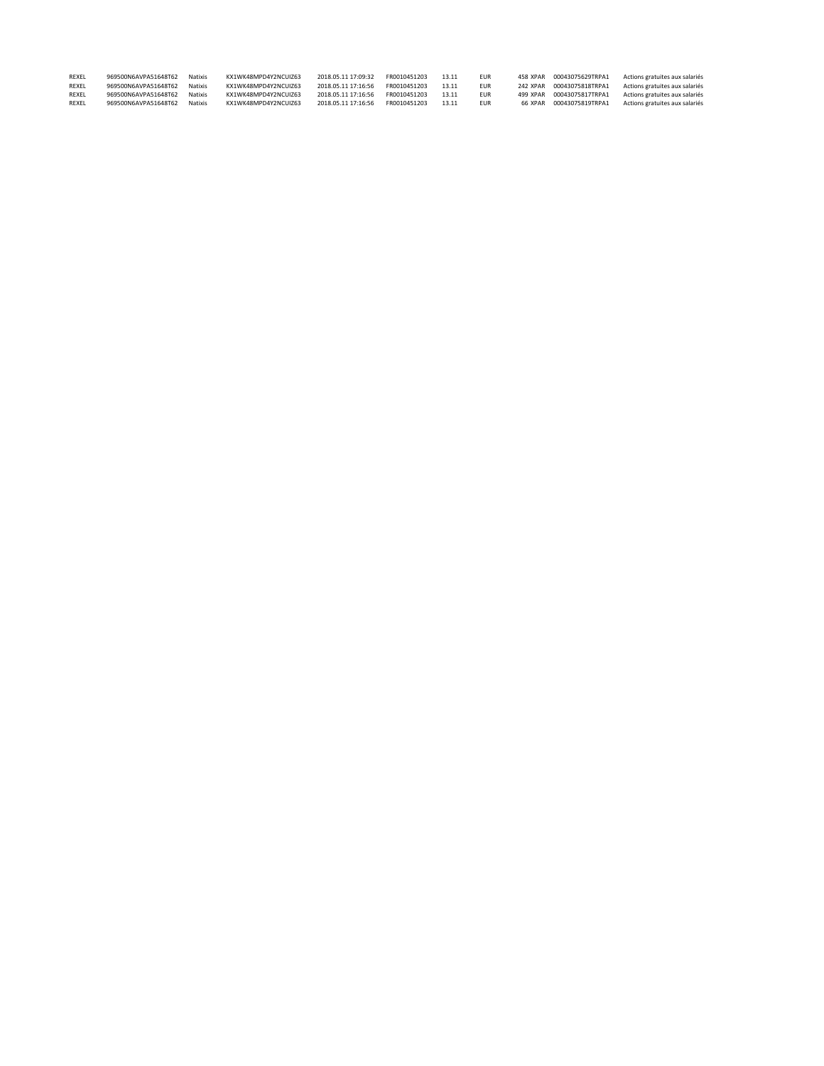| | | | | | | | | | | | |
|---|---|---|---|---|---|---|---|---|---|---|---|
| REXEL | 969500N6AVPA51648T62 | Natixis | KX1WK48MPD4Y2NCUIZ63 | 2018.05.11 17:09:32 | FR0010451203 | 13.11 | EUR | 458 | XPAR | 00043075629TRPA1 | Actions gratuites aux salariés |
| REXEL | 969500N6AVPA51648T62 | Natixis | KX1WK48MPD4Y2NCUIZ63 | 2018.05.11 17:16:56 | FR0010451203 | 13.11 | EUR | 242 | XPAR | 00043075818TRPA1 | Actions gratuites aux salariés |
| REXEL | 969500N6AVPA51648T62 | Natixis | KX1WK48MPD4Y2NCUIZ63 | 2018.05.11 17:16:56 | FR0010451203 | 13.11 | EUR | 499 | XPAR | 00043075817TRPA1 | Actions gratuites aux salariés |
| REXEL | 969500N6AVPA51648T62 | Natixis | KX1WK48MPD4Y2NCUIZ63 | 2018.05.11 17:16:56 | FR0010451203 | 13.11 | EUR | 66 | XPAR | 00043075819TRPA1 | Actions gratuites aux salariés |